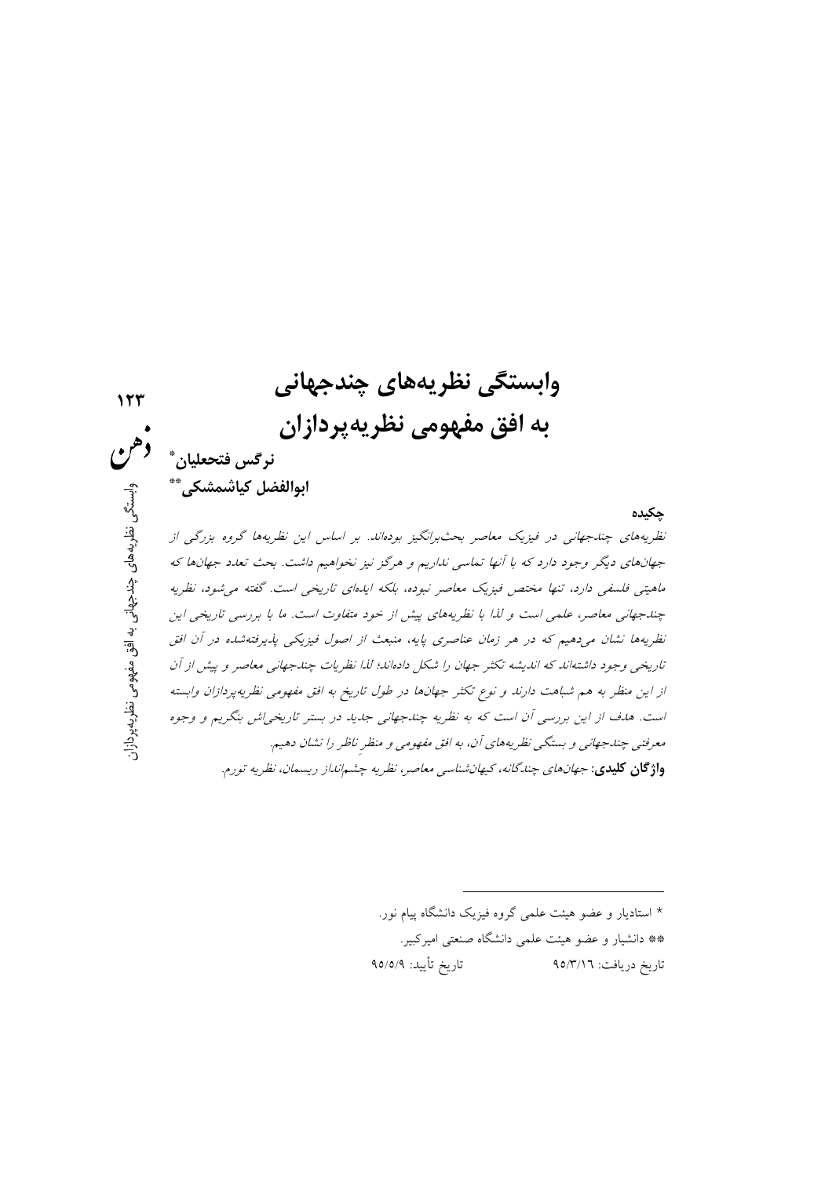# وابستگی نظریه‌های چندجهانی به افق مفهومی نظریه‌پردازان

**نرگس فتحعلیان***

**ابوالفضل کیاشمشکی****

**چکیده**

*نظریه‌های چندجهانی در فیزیک معاصر بحث‌برانگیز بوده‌اند. بر اساس این نظریه‌ها گروه بزرگی از جهان‌های دیگر وجود دارد که با آنها تماسی نداریم و هرگز نیز نخواهیم داشت. بحث تعدد جهان‌ها که ماهیتی فلسفی دارد، تنها مختص فیزیک معاصر نبوده، بلکه ایده‌ای تاریخی است. گفته می‌شود، نظریه چندجهانی معاصر، علمی است و لذا با نظریه‌های پیش از خود متفاوت است. ما با بررسی تاریخی این نظریه‌ها نشان می‌دهیم که در هر زمان عناصری پایه، منبعث از اصول فیزیکی پذیرفته‌شده در آن افق تاریخی وجود داشته‌اند که اندیشه تکثر جهان را شکل داده‌اند؛ لذا نظریات چندجهانی معاصر و پیش از آن از این منظر به هم شباهت دارند و نوع تکثر جهان‌ها در طول تاریخ به افق مفهومی نظریه‌پردازان وابسته است. هدف از این بررسی آن است که به نظریه چندجهانی جدید در بستر تاریخی‌اش بنگریم و وجوه معرفتی چندجهانی و بستگی نظریه‌های آن، به افق مفهومی و منظرِ ناظر را نشان دهیم.*

**واژگان کلیدی**: *جهان‌های چندگانه، کیهان‌شناسی معاصر، نظریه چشم‌انداز ریسمان، نظریه تورم.*

---

* استادیار و عضو هیئت علمی گروه فیزیک دانشگاه پیام نور.

** دانشیار و عضو هیئت علمی دانشگاه صنعتی امیرکبیر.

تاریخ دریافت: ۹۵/۳/۱۶ تاریخ تأیید: ۹۵/۵/۹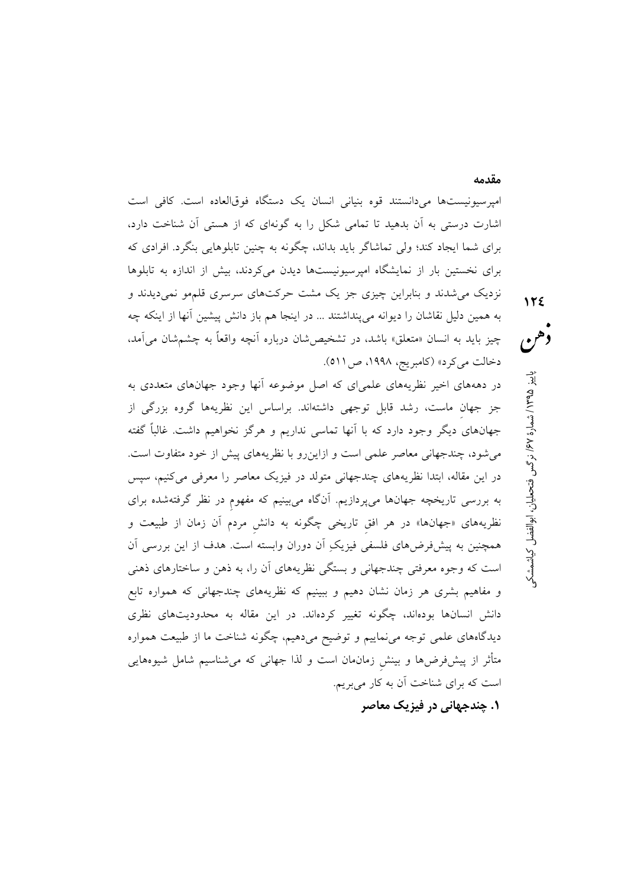## مقدمه

امپرسیونیست‌ها می‌دانستند قوه بنیانی انسان یک دستگاه فوق‌العاده است. کافی است اشارت درستی به آن بدهید تا تمامی شکل را به گونه‌ای که از هستی آن شناخت دارد، برای شما ایجاد کند؛ ولی تماشاگر باید بداند، چگونه به چنین تابلوهایی بنگرد. افرادی که برای نخستین بار از نمایشگاه امپرسیونیست‌ها دیدن می‌کردند، بیش از اندازه به تابلوها نزدیک می‌شدند و بنابراین چیزی جز یک مشت حرکت‌های سرسری قلم‌مو نمی‌دیدند و به همین دلیل نقاشان را دیوانه می‌پنداشتند ... در اینجا هم باز دانش پیشین آنها از اینکه چه چیز باید به انسان «متعلق» باشد، در تشخیص‌شان درباره آنچه واقعاً به چشم‌شان می‌آمد، دخالت می‌کرد» (کامبریج، ۱۹۹۸، ص ۵۱۱).

در دهه‌های اخیر نظریه‌های علمی‌ای که اصل موضوعه آنها وجود جهان‌های متعددی به جز جهانِ ماست، رشد قابل توجهی داشته‌اند. براساس این نظریه‌ها گروه بزرگی از جهان‌های دیگر وجود دارد که با آنها تماسی نداریم و هرگز نخواهیم داشت. غالباً گفته می‌شود، چندجهانی معاصر علمی است و ازاین‌رو با نظریه‌های پیش از خود متفاوت است. در این مقاله، ابتدا نظریه‌های چندجهانی متولد در فیزیک معاصر را معرفی می‌کنیم، سپس به بررسی تاریخچه جهان‌ها می‌پردازیم. آن‌گاه می‌بینیم که مفهومِ در نظر گرفته‌شده برای نظریه‌های «جهان‌ها» در هر افقِ تاریخی چگونه به دانشِ مردم آن زمان از طبیعت و همچنین به پیش‌فرض‌های فلسفی فیزیکِ آن دوران وابسته است. هدف از این بررسی آن است که وجوه معرفتی چندجهانی و بستگی نظریه‌های آن را، به ذهن و ساختارهای ذهنی و مفاهیم بشری هر زمان نشان دهیم و ببینیم که نظریه‌های چندجهانی که همواره تابع دانش انسان‌ها بوده‌اند، چگونه تغییر کرده‌اند. در این مقاله به محدودیت‌های نظری دیدگاه‌های علمی توجه می‌نماییم و توضیح می‌دهیم، چگونه شناخت ما از طبیعت همواره متأثر از پیش‌فرض‌ها و بینشِ زمان‌مان است و لذا جهانی که می‌شناسیم شامل شیوه‌هایی است که برای شناخت آن به کار می‌بریم.

## ۱. چندجهانی در فیزیک معاصر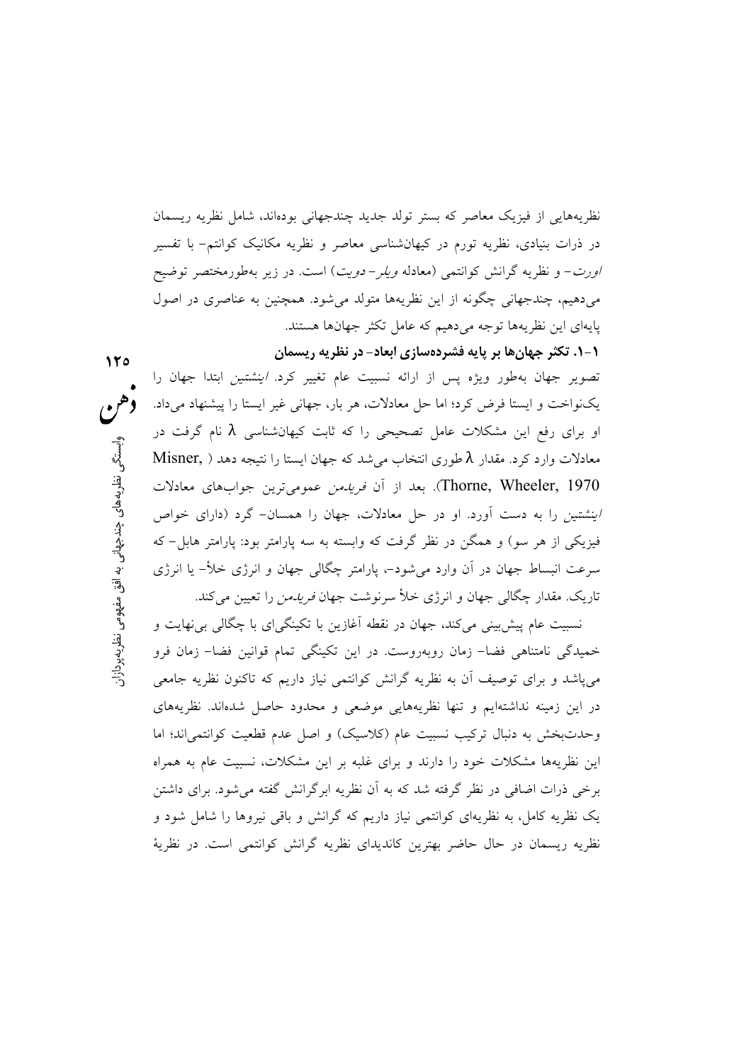نظریه‌هایی از فیزیک معاصر که بستر تولد جدید چندجهانی بوده‌اند، شامل نظریه ریسمان در ذرات بنیادی، نظریه تورم در کیهان‌شناسی معاصر و نظریه مکانیک کوانتم- با تفسیر *اورت*- و نظریه گرانش کوانتمی (معادله *ویلر- دویت*) است. در زیر به‌طورمختصر توضیح می‌دهیم، چندجهانی چگونه از این نظریه‌ها متولد می‌شود. همچنین به عناصری در اصول پایه‌ای این نظریه‌ها توجه می‌دهیم که عامل تکثر جهان‌ها هستند.

**۱-۱. تکثر جهان‌ها بر پایه فشرده‌سازی ابعاد- در نظریه ریسمان**

تصویر جهان به‌طور ویژه پس از ارائه نسبیت عام تغییر کرد. *اینشتین* ابتدا جهان را یکنواخت و ایستا فرض کرد؛ اما حل معادلات، هر بار، جهانی غیر ایستا را پیشنهاد می‌داد. او برای رفع این مشکلات عامل تصحیحی را که ثابت کیهان‌شناسی $\lambda$ نام گرفت در معادلات وارد کرد. مقدار $\lambda$ طوری انتخاب می‌شد که جهان ایستا را نتیجه دهد (Misner, Thorne, Wheeler, 1970). بعد از آن *فریدمن* عمومی‌ترین جواب‌های معادلات *اینشتین* را به دست آورد. او در حل معادلات، جهان را همسان- گرد (دارای خواص فیزیکی از هر سو) و همگن در نظر گرفت که وابسته به سه پارامتر بود: پارامتر هابل- که سرعت انبساط جهان در آن وارد می‌شود-، پارامتر چگالی جهان و انرژی خلأ- یا انرژی تاریک. مقدار چگالی جهان و انرژی خلأ سرنوشت جهان *فریدمن* را تعیین می‌کند.

نسبیت عام پیش‌بینی می‌کند، جهان در نقطه آغازین با تکینگی‌ای با چگالی بی‌نهایت و خمیدگی نامتناهی فضا- زمان روبه‌روست. در این تکینگی تمام قوانین فضا- زمان فرو می‌پاشد و برای توصیف آن به نظریه گرانش کوانتمی نیاز داریم که تاکنون نظریه جامعی در این زمینه نداشته‌ایم و تنها نظریه‌هایی موضعی و محدود حاصل شده‌اند. نظریه‌های وحدت‌بخش به دنبال ترکیب نسبیت عام (کلاسیک) و اصل عدم قطعیت کوانتمی‌اند؛ اما این نظریه‌ها مشکلات خود را دارند و برای غلبه بر این مشکلات، نسبیت عام به همراه برخی ذرات اضافی در نظر گرفته شد که به آن نظریه ابرگرانش گفته می‌شود. برای داشتن یک نظریه کامل، به نظریه‌ای کوانتمی نیاز داریم که گرانش و باقی نیروها را شامل شود و نظریه ریسمان در حال حاضر بهترین کاندیدای نظریه گرانش کوانتمی است. در نظریهٔ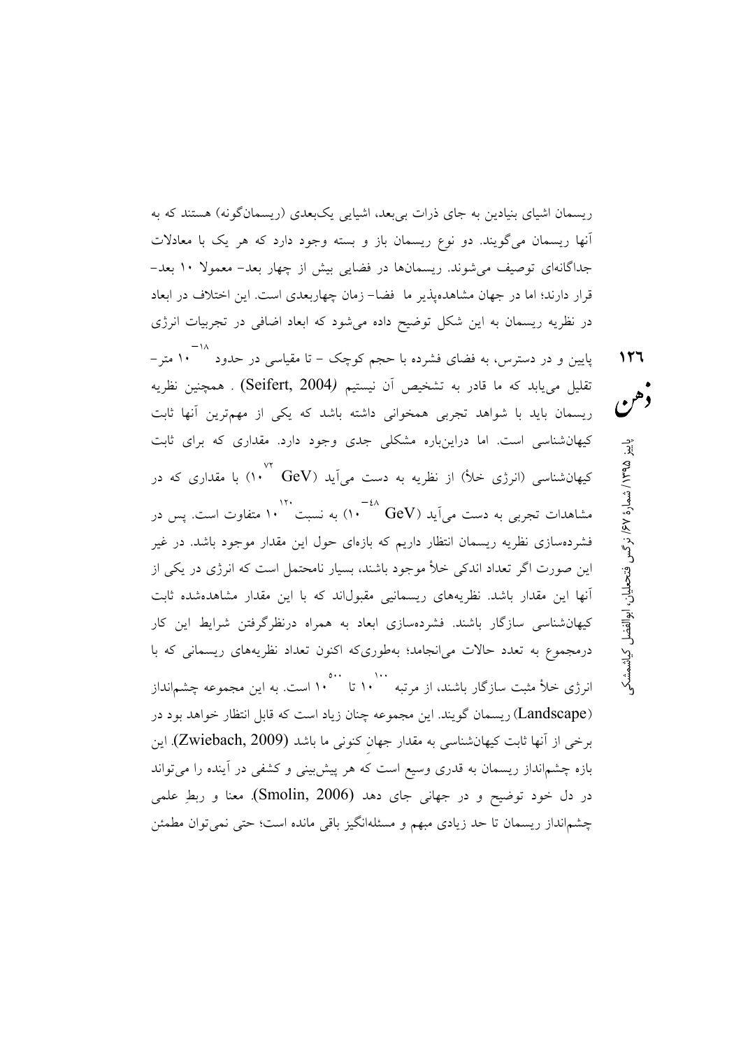ریسمان اشیای بنیادین به جای ذرات بی‌بعد، اشیایی یک‌بعدی (ریسمان‌گونه) هستند که به آنها ریسمان می‌گویند. دو نوع ریسمان باز و بسته وجود دارد که هر یک با معادلات جداگانه‌ای توصیف می‌شوند. ریسمان‌ها در فضایی بیش از چهار بعد- معمولا ۱۰ بعد- قرار دارند؛ اما در جهان مشاهده‌پذیر ما فضا- زمان چهاربعدی است. این اختلاف در ابعاد در نظریه ریسمان به این شکل توضیح داده می‌شود که ابعاد اضافی در تجربیات انرژی پایین و در دسترس، به فضای فشرده با حجم کوچک - تا مقیاسی در حدود $10^{-18}$ متر- تقلیل می‌یابد که ما قادر به تشخیص آن نیستیم (Seifert, 2004) . همچنین نظریه ریسمان باید با شواهد تجربی همخوانی داشته باشد که یکی از مهم‌ترین آنها ثابت کیهان‌شناسی است. اما دراین‌باره مشکلی جدی وجود دارد. مقداری که برای ثابت کیهان‌شناسی (انرژی خلأ) از نظریه به دست می‌آید ($10^{72}$ GeV) با مقداری که در مشاهدات تجربی به دست می‌آید ($10^{-48}$ GeV) به نسبت $10^{120}$ متفاوت است. پس در فشرده‌سازی نظریه ریسمان انتظار داریم که بازه‌ای حول این مقدار موجود باشد. در غیر این صورت اگر تعداد اندکی خلأ موجود باشند، بسیار نامحتمل است که انرژی در یکی از آنها این مقدار باشد. نظریه‌های ریسمانیی مقبول‌اند که با این مقدار مشاهده‌شده ثابت کیهان‌شناسی سازگار باشند. فشرده‌سازی ابعاد به همراه درنظرگرفتن شرایط این کار درمجموع به تعدد حالات می‌انجامد؛ به‌طوری‌که اکنون تعداد نظریه‌های ریسمانی که با انرژی خلأ مثبت سازگار باشند، از مرتبه $10^{100}$ تا $10^{500}$ است. به این مجموعه چشم‌انداز (Landscape) ریسمان گویند. این مجموعه چنان زیاد است که قابل انتظار خواهد بود در برخی از آنها ثابت کیهان‌شناسی به مقدار جهانِ کنونی ما باشد (Zwiebach, 2009). این بازه چشم‌انداز ریسمان به قدری وسیع است که هر پیش‌بینی و کشفی در آینده را می‌تواند در دل خود توضیح و در جهانی جای دهد (Smolin, 2006). معنا و ربطِ علمی چشم‌انداز ریسمان تا حد زیادی مبهم و مسئله‌انگیز باقی مانده است؛ حتی نمی‌توان مطمئن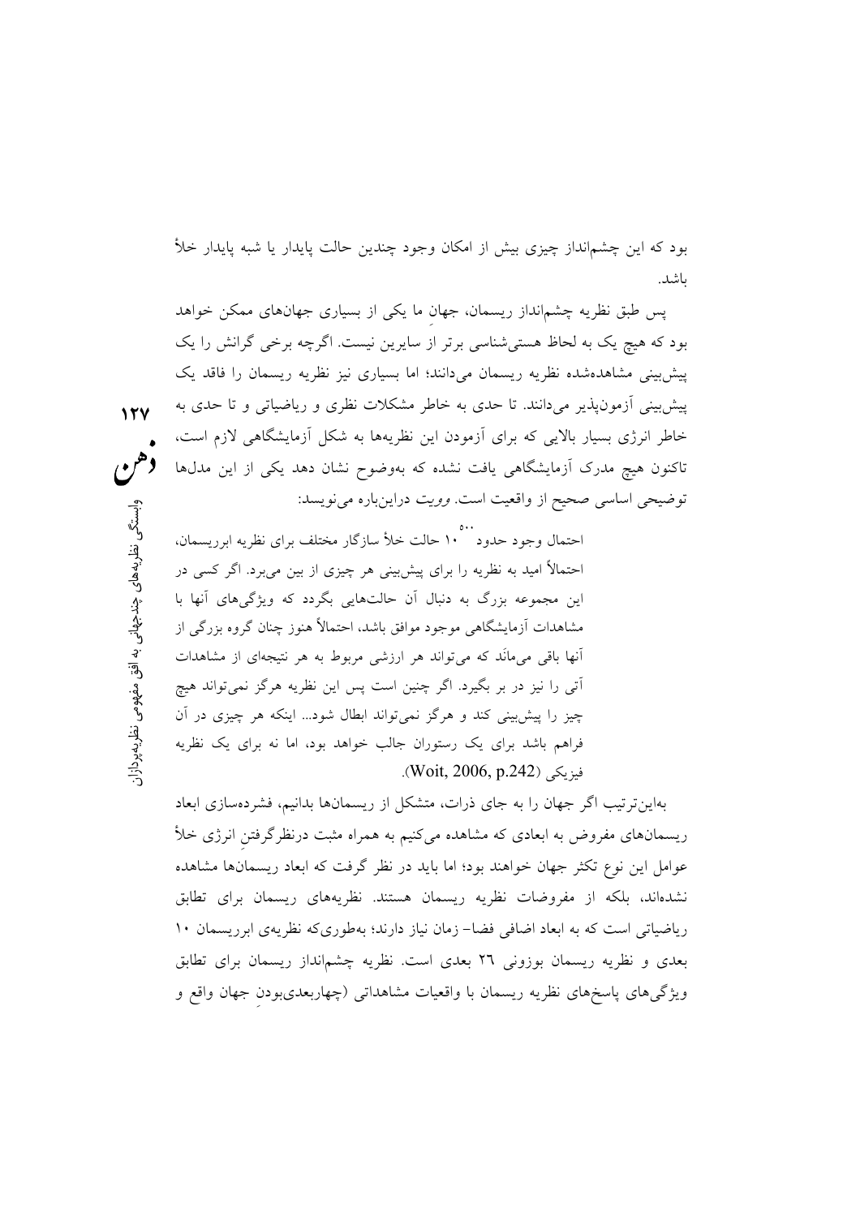بود که این چشم‌انداز چیزی بیش از امکان وجود چندین حالت پایدار یا شبه پایدار خلأ باشد.

پس طبق نظریه چشم‌انداز ریسمان، جهانِ ما یکی از بسیاری جهان‌های ممکن خواهد بود که هیچ یک به لحاظ هستی‌شناسی برتر از سایرین نیست. اگرچه برخی گرانش را یک پیش‌بینی مشاهده‌شده نظریه ریسمان می‌دانند؛ اما بسیاری نیز نظریه ریسمان را فاقد یک پیش‌بینی آزمون‌پذیر می‌دانند. تا حدی به خاطر مشکلات نظری و ریاضیاتی و تا حدی به خاطر انرژی بسیار بالایی که برای آزمودن این نظریه‌ها به شکل آزمایشگاهی لازم است، تاکنون هیچ مدرک آزمایشگاهی یافت نشده که به‌وضوح نشان دهد که یکی از این مدل‌ها توضیحی اساسی صحیح از واقعیت است. *وویت* دراین‌باره می‌نویسد:

> احتمال وجود حدود $10^{500}$ حالت خلأ سازگار مختلف برای نظریه ابرریسمان، احتمالاً امید به نظریه را برای پیش‌بینی هر چیزی از بین می‌برد. اگر کسی در این مجموعه بزرگ به دنبال آن حالت‌هایی بگردد که ویژگی‌های آنها با مشاهدات آزمایشگاهی موجود موافق باشد، احتمالاً هنوز چنان گروه بزرگی از آنها باقی می‌مانَد که می‌تواند هر ارزشی مربوط به هر نتیجه‌ای از مشاهدات آتی را نیز در بر بگیرد. اگر چنین است پس این نظریه هرگز نمی‌تواند هیچ چیز را پیش‌بینی کند و هرگز نمی‌تواند ابطال شود... اینکه هر چیزی در آن فراهم باشد برای یک رستوران جالب خواهد بود، اما نه برای یک نظریه فیزیکی (Woit, 2006, p.242).

به‌این‌ترتیب اگر جهان را به جای ذرات، متشکل از ریسمان‌ها بدانیم، فشرده‌سازی ابعاد ریسمان‌های مفروض به ابعادی که مشاهده می‌کنیم به همراه مثبت درنظرگرفتنِ انرژی خلأ عوامل این نوع تکثر جهان خواهند بود؛ اما باید در نظر گرفت که ابعاد ریسمان‌ها مشاهده نشده‌اند، بلکه از مفروضات نظریه ریسمان هستند. نظریه‌های ریسمان برای تطابق ریاضیاتی است که به ابعاد اضافی فضا- زمان نیاز دارند؛ به‌طوری‌که نظریه‌ی ابرریسمان ۱۰ بعدی و نظریه ریسمان بوزونی ۲۶ بعدی است. نظریه چشم‌انداز ریسمان برای تطابق ویژگی‌های پاسخ‌های نظریه ریسمان با واقعیات مشاهداتی (چهاربعدی‌بودنِ جهان واقع و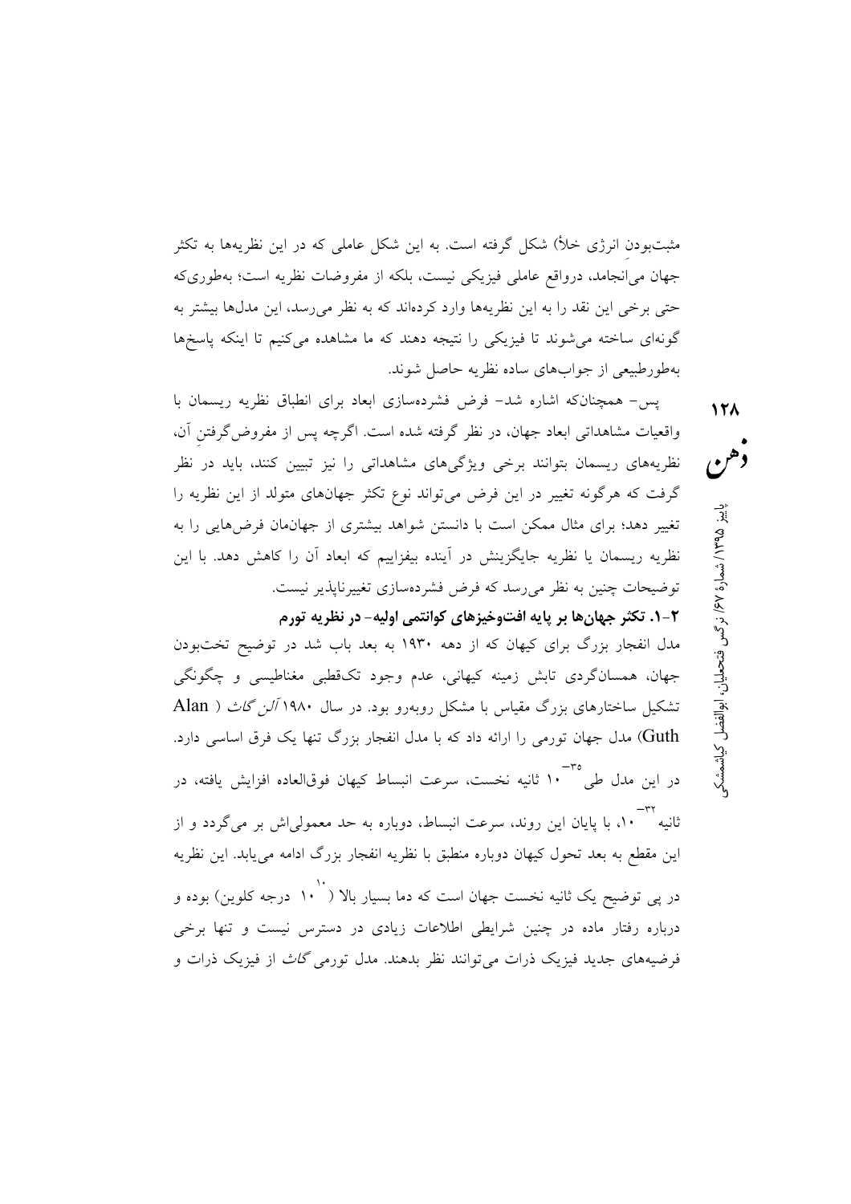مثبت‌بودنِ انرژی خلأ) شکل گرفته است. به این شکل عاملی که در این نظریه‌ها به تکثر جهان می‌انجامد، درواقع عاملی فیزیکی نیست، بلکه از مفروضات نظریه است؛ به‌طوری‌که حتی برخی این نقد را به این نظریه‌ها وارد کرده‌اند که به نظر می‌رسد، این مدل‌ها بیشتر به گونه‌ای ساخته می‌شوند تا فیزیکی را نتیجه دهند که ما مشاهده می‌کنیم تا اینکه پاسخ‌ها به‌طورطبیعی از جواب‌های ساده نظریه حاصل شوند.

پس- همچنان‌که اشاره شد- فرض فشرده‌سازی ابعاد برای انطباق نظریه ریسمان با واقعیات مشاهداتی ابعاد جهان، در نظر گرفته شده است. اگرچه پس از مفروض‌گرفتنِ آن، نظریه‌های ریسمان بتوانند برخی ویژگی‌های مشاهداتی را نیز تبیین کنند، باید در نظر گرفت که هرگونه تغییر در این فرض می‌تواند نوع تکثر جهان‌های متولد از این نظریه را تغییر دهد؛ برای مثال ممکن است با دانستن شواهد بیشتری از جهان‌مان فرض‌هایی را به نظریه ریسمان یا نظریه جایگزینش در آینده بیفزاییم که ابعاد آن را کاهش دهد. با این توضیحات چنین به نظر می‌رسد که فرض فشرده‌سازی تغییرناپذیر نیست.

### ۲-۱. تکثر جهان‌ها بر پایه افت‌وخیزهای کوانتمی اولیه- در نظریه تورم

مدل انفجار بزرگ برای کیهان که از دهه ۱۹۳۰ به بعد باب شد در توضیح تخت‌بودن جهان، همسان‌گردی تابش زمینه کیهانی، عدم وجود تک‌قطبی مغناطیسی و چگونگی تشکیل ساختارهای بزرگ مقیاس با مشکل روبه‌رو بود. در سال ۱۹۸۰ *آلن گاث* (Alan Guth) مدل جهان تورمی را ارائه داد که با مدل انفجار بزرگ تنها یک فرق اساسی دارد. در این مدل طی $۱۰^{-۳۵}$ ثانیه نخست، سرعت انبساط کیهان فوق‌العاده افزایش یافته، در ثانیه $۱۰^{-۳۲}$، با پایان این روند، سرعت انبساط، دوباره به حد معمولی‌اش بر می‌گردد و از این مقطع به بعد تحول کیهان دوباره منطبق با نظریه انفجار بزرگ ادامه می‌یابد. این نظریه در پی توضیح یک ثانیه نخست جهان است که دما بسیار بالا ($۱۰^{۱۰}$ درجه کلوین) بوده و درباره رفتار ماده در چنین شرایطی اطلاعات زیادی در دسترس نیست و تنها برخی فرضیه‌های جدید فیزیک ذرات می‌توانند نظر بدهند. مدل تورمی *گاث* از فیزیک ذرات و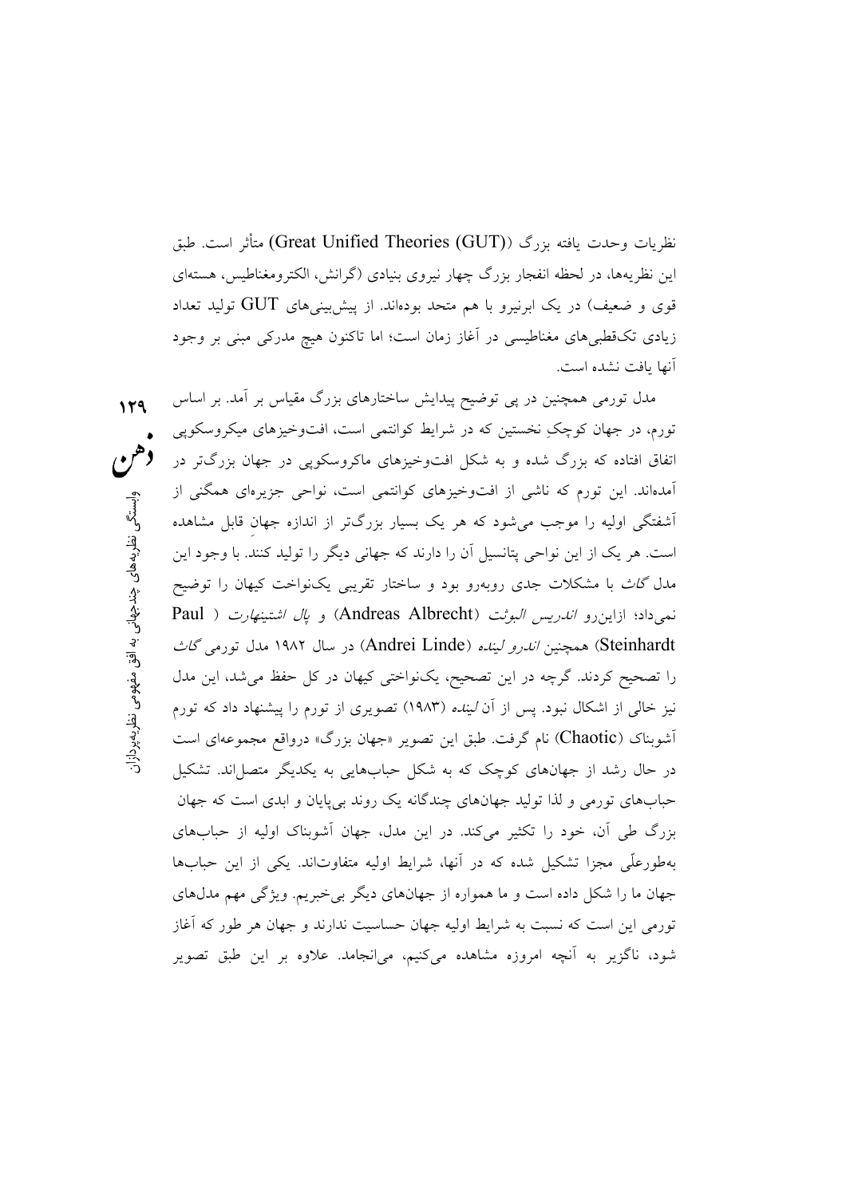نظریات وحدت یافته بزرگ ((Great Unified Theories (GUT)) متأثر است. طبق این نظریه‌ها، در لحظه انفجار بزرگ چهار نیروی بنیادی (گرانش، الکترومغناطیس، هسته‌ای قوی و ضعیف) در یک ابرنیرو با هم متحد بوده‌اند. از پیش‌بینی‌های GUT تولید تعداد زیادی تک‌قطبی‌های مغناطیسی در آغاز زمان است؛ اما تاکنون هیچ مدرکی مبنی بر وجود آنها یافت نشده است.

مدل تورمی همچنین در پی توضیح پیدایش ساختارهای بزرگ مقیاس بر آمد. بر اساس تورم، در جهان کوچکِ نخستین که در شرایط کوانتمی است، افت‌وخیزهای میکروسکوپی اتفاق افتاده که بزرگ شده و به شکل افت‌وخیزهای ماکروسکوپی در جهان بزرگ‌تر در آمده‌اند. این تورم که ناشی از افت‌وخیزهای کوانتمی است، نواحی جزیره‌ای همگنی از آشفتگی اولیه را موجب می‌شود که هر یک بسیار بزرگ‌تر از اندازه جهانِ قابل مشاهده است. هر یک از این نواحی پتانسیل آن را دارند که جهانی دیگر را تولید کنند. با وجود این مدل *گاث* با مشکلات جدی روبه‌رو بود و ساختار تقریبی یک‌نواخت کیهان را توضیح نمی‌داد؛ ازاین‌رو *اندریس البوئت* (Andreas Albrecht) و *پال اشتینهارت* (Paul Steinhardt) همچنین *اندرو لینده* (Andrei Linde) در سال ۱۹۸۲ مدل تورمی *گاث* را تصحیح کردند. گرچه در این تصحیح، یک‌نواختی کیهان در کل حفظ می‌شد، این مدل نیز خالی از اشکال نبود. پس از آن *لینده* (۱۹۸۳) تصویری از تورم را پیشنهاد داد که تورم آشوبناک (Chaotic) نام گرفت. طبق این تصویر «جهان بزرگ» درواقع مجموعه‌ای است در حال رشد از جهان‌های کوچک که به شکل حباب‌هایی به یکدیگر متصل‌اند. تشکیل حباب‌های تورمی و لذا تولید جهان‌های چندگانه یک روند بی‌پایان و ابدی است که جهان بزرگ طی آن، خود را تکثیر می‌کند. در این مدل، جهان آشوبناک اولیه از حباب‌های به‌طورعلّی مجزا تشکیل شده که در آنها، شرایط اولیه متفاوت‌اند. یکی از این حباب‌ها جهان ما را شکل داده است و ما همواره از جهان‌های دیگر بی‌خبریم. ویژگی مهم مدل‌های تورمی این است که نسبت به شرایط اولیه جهان حساسیت ندارند و جهان هر طور که آغاز شود، ناگزیر به آنچه امروزه مشاهده می‌کنیم، می‌انجامد. علاوه بر این طبق تصویر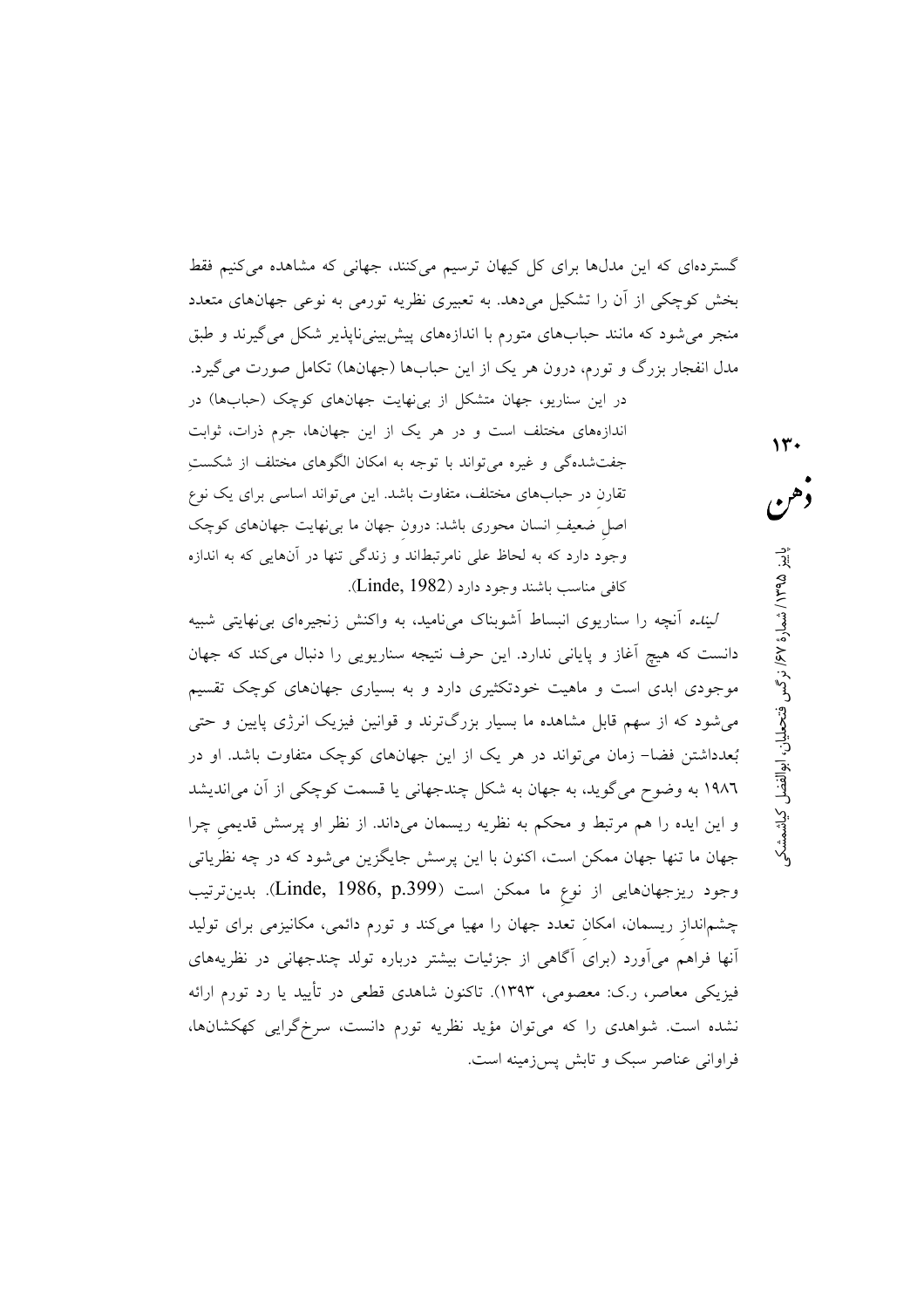گسترده‌ای که این مدل‌ها برای کل کیهان ترسیم می‌کنند، جهانی که مشاهده می‌کنیم فقط بخش کوچکی از آن را تشکیل می‌دهد. به تعبیری نظریه تورمی به نوعی جهان‌های متعدد منجر می‌شود که مانند حباب‌های متورم با اندازه‌های پیش‌بینی‌ناپذیر شکل می‌گیرند و طبق مدل انفجار بزرگ و تورم، درون هر یک از این حباب‌ها (جهان‌ها) تکامل صورت می‌گیرد.

> در این سناریو، جهان متشکل از بی‌نهایت جهان‌های کوچک (حباب‌ها) در اندازه‌های مختلف است و در هر یک از این جهان‌ها، جرم ذرات، ثوابت جفت‌شدگی و غیره می‌تواند با توجه به امکان الگوهای مختلف از شکستِ تقارن در حباب‌های مختلف، متفاوت باشد. این می‌تواند اساسی برای یک نوع اصلِ ضعیفِ انسان محوری باشد: درونِ جهان ما بی‌نهایت جهان‌های کوچک وجود دارد که به لحاظ علی نامرتبط‌اند و زندگی تنها در آن‌هایی که به اندازه کافی مناسب باشند وجود دارد (Linde, 1982).

*لینده* آنچه را سناریوی انبساط آشوبناک می‌نامید، به واکنش زنجیره‌ای بی‌نهایتی شبیه دانست که هیچ آغاز و پایانی ندارد. این حرف نتیجه سناریویی را دنبال می‌کند که جهان موجودی ابدی است و ماهیت خودتکثیری دارد و به بسیاری جهان‌های کوچک تقسیم می‌شود که از سهم قابل مشاهده ما بسیار بزرگ‌ترند و قوانین فیزیک انرژی پایین و حتی بُعدداشتن فضا- زمان می‌تواند در هر یک از این جهان‌های کوچک متفاوت باشد. او در ۱۹۸۶ به وضوح می‌گوید، به جهان به شکل چندجهانی یا قسمت کوچکی از آن می‌اندیشد و این ایده را هم مرتبط و محکم به نظریه ریسمان می‌داند. از نظر او پرسش قدیمیِ چرا جهان ما تنها جهان ممکن است، اکنون با این پرسش جایگزین می‌شود که در چه نظریاتی وجود ریزجهان‌هایی از نوعِ ما ممکن است (Linde, 1986, p.399). بدین‌ترتیب چشم‌اندازِ ریسمان، امکانِ تعدد جهان را مهیا می‌کند و تورم دائمی، مکانیزمی برای تولید آنها فراهم می‌آورد (برای آگاهی از جزئیات بیشتر درباره تولد چندجهانی در نظریه‌های فیزیکی معاصر، ر.ک: معصومی، ۱۳۹۳). تاکنون شاهدی قطعی در تأیید یا رد تورم ارائه نشده است. شواهدی را که می‌توان مؤید نظریه تورم دانست، سرخ‌گرایی کهکشان‌ها، فراوانی عناصر سبک و تابش پس‌زمینه است.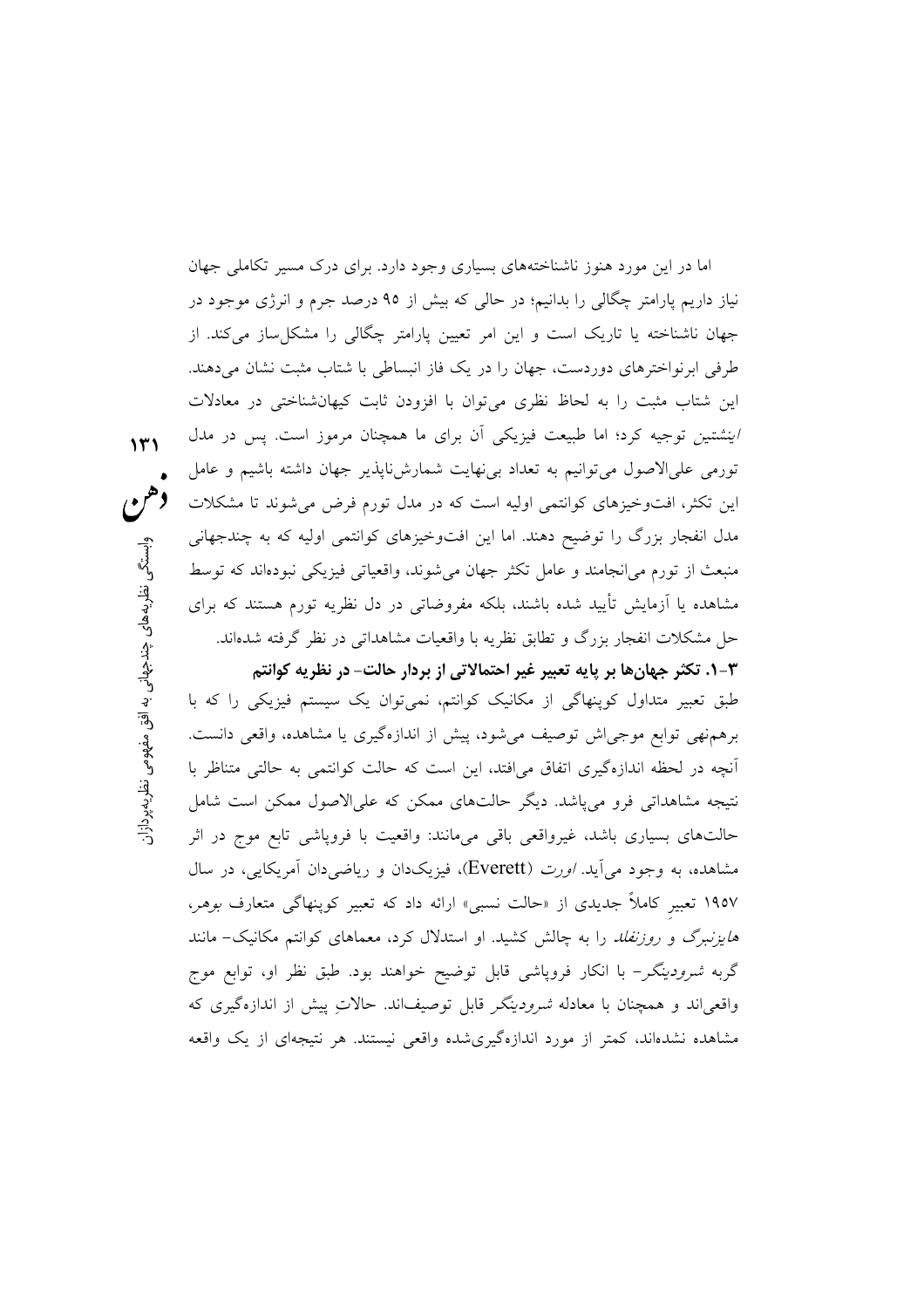اما در این مورد هنوز ناشناخته‌های بسیاری وجود دارد. برای درک مسیر تکاملی جهان نیاز داریم پارامتر چگالی را بدانیم؛ در حالی که بیش از ۹۵ درصد جرم و انرژی موجود در جهان ناشناخته یا تاریک است و این امر تعیین پارامتر چگالی را مشکل‌ساز می‌کند. از طرفی ابرنواخترهای دوردست، جهان را در یک فاز انبساطی با شتاب مثبت نشان می‌دهند. این شتاب مثبت را به لحاظ نظری می‌توان با افزودن ثابت کیهان‌شناختی در معادلات *اینشتین* توجیه کرد؛ اما طبیعت فیزیکی آن برای ما همچنان مرموز است. پس در مدل تورمی علی‌الاصول می‌توانیم به تعداد بی‌نهایت شمارش‌ناپذیر جهان داشته باشیم و عامل این تکثر، افت‌وخیزهای کوانتمی اولیه است که در مدل تورم فرض می‌شوند تا مشکلات مدل انفجار بزرگ را توضیح دهند. اما این افت‌وخیزهای کوانتمی اولیه که به چندجهانی منبعث از تورم می‌انجامند و عامل تکثر جهان می‌شوند، واقعیاتی فیزیکی نبوده‌اند که توسط مشاهده یا آزمایش تأیید شده باشند، بلکه مفروضاتی در دل نظریه تورم هستند که برای حل مشکلات انفجار بزرگ و تطابق نظریه با واقعیات مشاهداتی در نظر گرفته شده‌اند.

### ۳-۱. تکثر جهان‌ها بر پایه تعبیر غیر احتمالاتی از بردار حالت- در نظریه کوانتم

طبق تعبیر متداول کوپنهاگی از مکانیک کوانتم، نمی‌توان یک سیستم فیزیکی را که با برهم‌نهی توابع موجی‌اش توصیف می‌شود، پیش از اندازه‌گیری یا مشاهده، واقعی دانست. آنچه در لحظه اندازه‌گیری اتفاق می‌افتد، این است که حالت کوانتمی به حالتی متناظر با نتیجه مشاهداتی فرو می‌پاشد. دیگر حالت‌های ممکن که علی‌الاصول ممکن است شامل حالت‌های بسیاری باشد، غیرواقعی باقی می‌مانند: واقعیت با فروپاشی تابع موج در اثر مشاهده، به وجود می‌آید. *اورت* (Everett)، فیزیک‌دان و ریاضی‌دان آمریکایی، در سال ۱۹۵۷ تعبیرِ کاملاً جدیدی از «حالت نسبی» ارائه داد که تعبیر کوپنهاگی متعارف *بوهر*، *هایزنبرگ* و *روزنفلد* را به چالش کشید. او استدلال کرد، معماهای کوانتم مکانیک- مانند گربه *شرودینگر*- با انکار فروپاشی قابل توضیح خواهند بود. طبق نظر او، توابع موج واقعی‌اند و همچنان با معادله *شرودینگر* قابل توصیف‌اند. حالاتِ پیش از اندازه‌گیری که مشاهده نشده‌اند، کمتر از مورد اندازه‌گیری‌شده واقعی نیستند. هر نتیجه‌ای از یک واقعه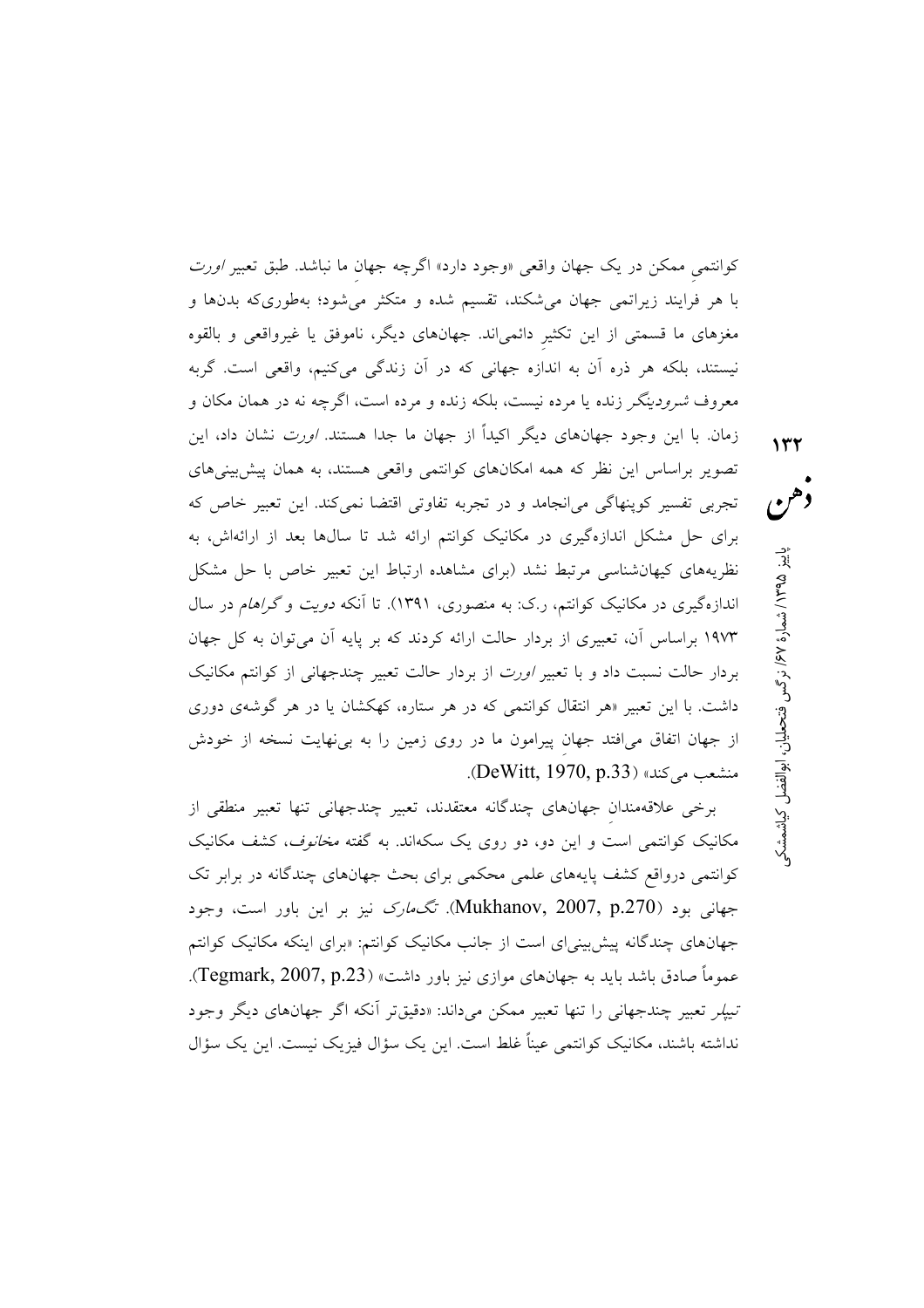کوانتمیِ ممکن در یک جهان واقعی «وجود دارد» اگرچه جهانِ ما نباشد. طبق تعبیر *اورت* با هر فرایند زیراتمی جهان می‌شکند، تقسیم شده و متکثر می‌شود؛ به‌طوری‌که بدن‌ها و مغزهای ما قسمتی از این تکثیرِ دائمی‌اند. جهان‌های دیگر، ناموفق یا غیرواقعی و بالقوه نیستند، بلکه هر ذره آن به اندازه جهانی که در آن زندگی می‌کنیم، واقعی است. گربه معروف *شرودینگر* زنده یا مرده نیست، بلکه زنده و مرده است، اگرچه نه در همان مکان و زمان. با این وجود جهان‌های دیگر اکیداً از جهان ما جدا هستند. *اورت* نشان داد، این تصویر براساس این نظر که همه امکان‌های کوانتمی واقعی هستند، به همان پیش‌بینی‌های تجربی تفسیر کوپنهاگی می‌انجامد و در تجربه تفاوتی اقتضا نمی‌کند. این تعبیر خاص که برای حل مشکل اندازه‌گیری در مکانیک کوانتم ارائه شد تا سال‌ها بعد از ارائه‌اش، به نظریه‌های کیهان‌شناسی مرتبط نشد (برای مشاهده ارتباط این تعبیر خاص با حل مشکل اندازه‌گیری در مکانیک کوانتم، ر.ک: به منصوری، ۱۳۹۱). تا آنکه *دویت* و *گراهام* در سال ۱۹۷۳ براساس آن، تعبیری از بردار حالت ارائه کردند که بر پایه آن می‌توان به کل جهان بردار حالت نسبت داد و با تعبیر *اورت* از بردار حالت تعبیر چندجهانی از کوانتم مکانیک داشت. با این تعبیر «هر انتقال کوانتمی که در هر ستاره، کهکشان یا در هر گوشه‌ی دوری از جهان اتفاق می‌افتد جهانِ پیرامون ما در روی زمین را به بی‌نهایت نسخه از خودش منشعب می‌کند» (DeWitt, 1970, p.33).

برخی علاقه‌مندانِ جهان‌های چندگانه معتقدند، تعبیر چندجهانی تنها تعبیر منطقی از مکانیک کوانتمی است و این دو، دو روی یک سکه‌اند. به گفته *مخانوف*، کشف مکانیک کوانتمی درواقع کشف پایه‌های علمی محکمی برای بحث جهان‌های چندگانه در برابر تک جهانی بود (Mukhanov, 2007, p.270). *تگ‌مارک* نیز بر این باور است، وجود جهان‌های چندگانه پیش‌بینی‌ای است از جانب مکانیک کوانتم: «برای اینکه مکانیک کوانتم عموماً صادق باشد باید به جهان‌های موازی نیز باور داشت» (Tegmark, 2007, p.23). *تیپلر* تعبیر چندجهانی را تنها تعبیر ممکن می‌داند: «دقیق‌تر آنکه اگر جهان‌های دیگر وجود نداشته باشند، مکانیک کوانتمی عیناً غلط است. این یک سؤال فیزیک نیست. این یک سؤال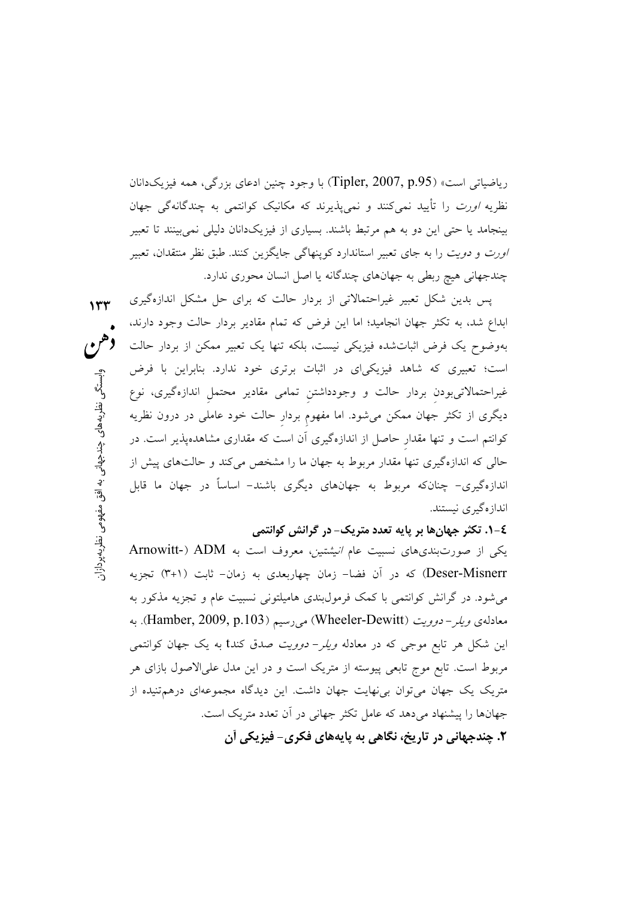ریاضیاتی است» (Tipler, 2007, p.95) با وجود چنین ادعای بزرگی، همه فیزیک‌دانان نظریه *اورت* را تأیید نمی‌کنند و نمی‌پذیرند که مکانیک کوانتمی به چندگانه‌گی جهان بینجامد یا حتی این دو به هم مرتبط باشند. بسیاری از فیزیک‌دانان دلیلی نمی‌بینند تا تعبیر *اورت* و *دویت* را به جای تعبیر استاندارد کوپنهاگی جایگزین کنند. طبق نظر منتقدان، تعبیر چندجهانی هیچ ربطی به جهان‌های چندگانه یا اصل انسان محوری ندارد.

پس بدین شکل تعبیر غیراحتمالاتی از بردار حالت که برای حل مشکل اندازه‌گیری ابداع شد، به تکثر جهان انجامید؛ اما این فرض که تمام مقادیر بردار حالت وجود دارند، به‌وضوح یک فرض اثبات‌شده فیزیکی نیست، بلکه تنها یک تعبیر ممکن از بردار حالت است؛ تعبیری که شاهد فیزیکی‌ای در اثبات برتری خود ندارد. بنابراین با فرض غیراحتمالاتی‌بودنِ بردار حالت و وجودداشتنِ تمامی مقادیر محتملِ اندازه‌گیری، نوع دیگری از تکثر جهان ممکن می‌شود. اما مفهومِ بردارِ حالت خود عاملی در درون نظریه کوانتم است و تنها مقدارِ حاصل از اندازه‌گیری آن است که مقداری مشاهده‌پذیر است. در حالی که اندازه‌گیری تنها مقدار مربوط به جهان ما را مشخص می‌کند و حالت‌های پیش از اندازه‌گیری- چنانکه مربوط به جهان‌های دیگری باشند- اساساً در جهان ما قابل اندازه‌گیری نیستند.

### ٤-١. تکثر جهان‌ها بر پایه تعدد متریک- در گرانش کوانتمی

یکی از صورت‌بندی‌های نسبیت عام *انیشتین*، معروف است به ADM (Arnowitt-Deser-Misnerr) که در آن فضا- زمان چهاربعدی به زمان- ثابت (۳+۱) تجزیه می‌شود. در گرانش کوانتمی با کمک فرمول‌بندی هامیلتونی نسبیت عام و تجزیه مذکور به معادله‌ی *ویلر- دوویت* (Wheeler-Dewitt) می‌رسیم (Hamber, 2009, p.103). به این شکل هر تابع موجی که در معادله *ویلر- دوویت* صدق کندt به یک جهان کوانتمی مربوط است. تابع موج تابعی پیوسته از متریک است و در این مدل علی‌الاصول بازای هر متریک یک جهان می‌توان بی‌نهایت جهان داشت. این دیدگاه مجموعه‌ای درهم‌تنیده از جهان‌ها را پیشنهاد می‌دهد که عامل تکثر جهانی در آن تعدد متریک است.

## ٢. چندجهانی در تاریخ، نگاهی به پایه‌های فکری- فیزیکی آن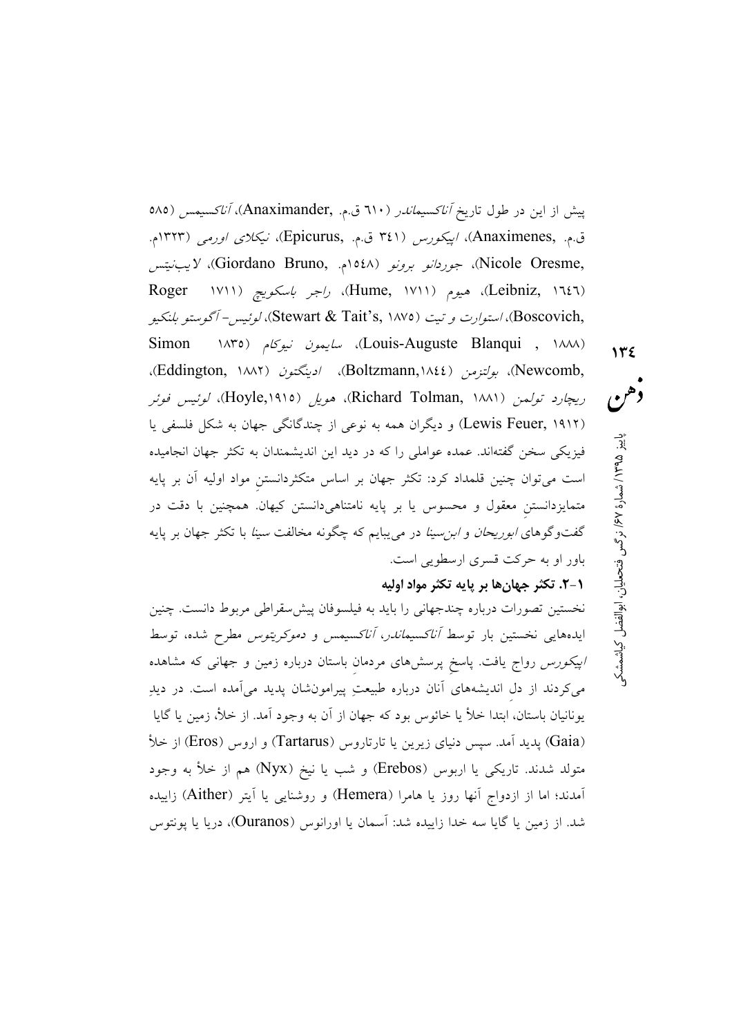پیش از این در طول تاریخ *آناکسیماندر* (٦١٠ ق.م. ,Anaximander)، *آناکسیمس* (٥٨٥ ق.م. ,Anaximenes)، *اپیکورس* (٣٤١ ق.م. ,Epicurus)، *نیکلای اورمی* (١٣٢٣م. ,Nicole Oresme)، *جوردانو برونو* (١٥٤٨م. ,Giordano Bruno)، *لایب‌نیتس* (Leibniz, ١٦٤٦)، هیوم (Hume, ١٧١١)، *راجر باسکویچ* (١٧١١ Roger ,Boscovich)، *استوارت و تیت* (Stewart & Tait's, ١٨٧٥)، *لوئیس- آگوستو بلنکیو* (Louis-Auguste Blanqui , ١٨٨٨)، *سایمون نیوکام* (١٨٣٥ Simon ,Newcomb)، *بولتزمن* (Boltzmann,١٨٤٤)، *ادینگتون* (Eddington, ١٨٨٢)، *ریچارد تولمن* (Richard Tolman, ١٨٨١)، *هویل* (Hoyle,١٩١٥)، *لوئیس فوئر* (Lewis Feuer, ١٩١٢) و دیگران همه به نوعی از چندگانگی جهان به شکل فلسفی یا فیزیکی سخن گفته‌اند. عمده عواملی را که در دید این اندیشمندان به تکثر جهان انجامیده است می‌توان چنین قلمداد کرد: تکثر جهان بر اساس متکثردانستنِ مواد اولیه آن بر پایه متمایزدانستنِ معقول و محسوس یا بر پایه نامتناهی‌دانستن کیهان. همچنین با دقت در گفت‌وگوهای *ابوریحان* و *ابن‌سینا* در می‌یابیم که چگونه مخالفت *سینا* با تکثر جهان بر پایه باور او به حرکت قسری ارسطویی است.

### ١-٢. تکثر جهان‌ها بر پایه تکثر مواد اولیه

نخستین تصورات درباره چندجهانی را باید به فیلسوفان پیش‌سقراطی مربوط دانست. چنین ایده‌هایی نخستین بار توسط *آناکسیماندر*، *آناکسیمس* و *دموکریتوس* مطرح شده، توسط *اپیکورس* رواج یافت. پاسخِ پرسش‌های مردمانِ باستان درباره زمین و جهانی که مشاهده می‌کردند از دلِ اندیشه‌های آنان درباره طبیعتِ پیرامون‌شان پدید می‌آمده است. در دیدِ یونانیان باستان، ابتدا خلأ یا خائوس بود که جهان از آن به وجود آمد. از خلأ، زمین یا گایا (Gaia) پدید آمد. سپس دنیای زیرین یا تارتاروس (Tartarus) و اروس (Eros) از خلأ متولد شدند. تاریکی یا اربوس (Erebos) و شب یا نیخ (Nyx) هم از خلأ به وجود آمدند؛ اما از ازدواج آنها روز یا هامرا (Hemera) و روشنایی یا آیتر (Aither) زاییده شد. از زمین یا گایا سه خدا زاییده شد: آسمان یا اورانوس (Ouranos)، دریا یا پونتوس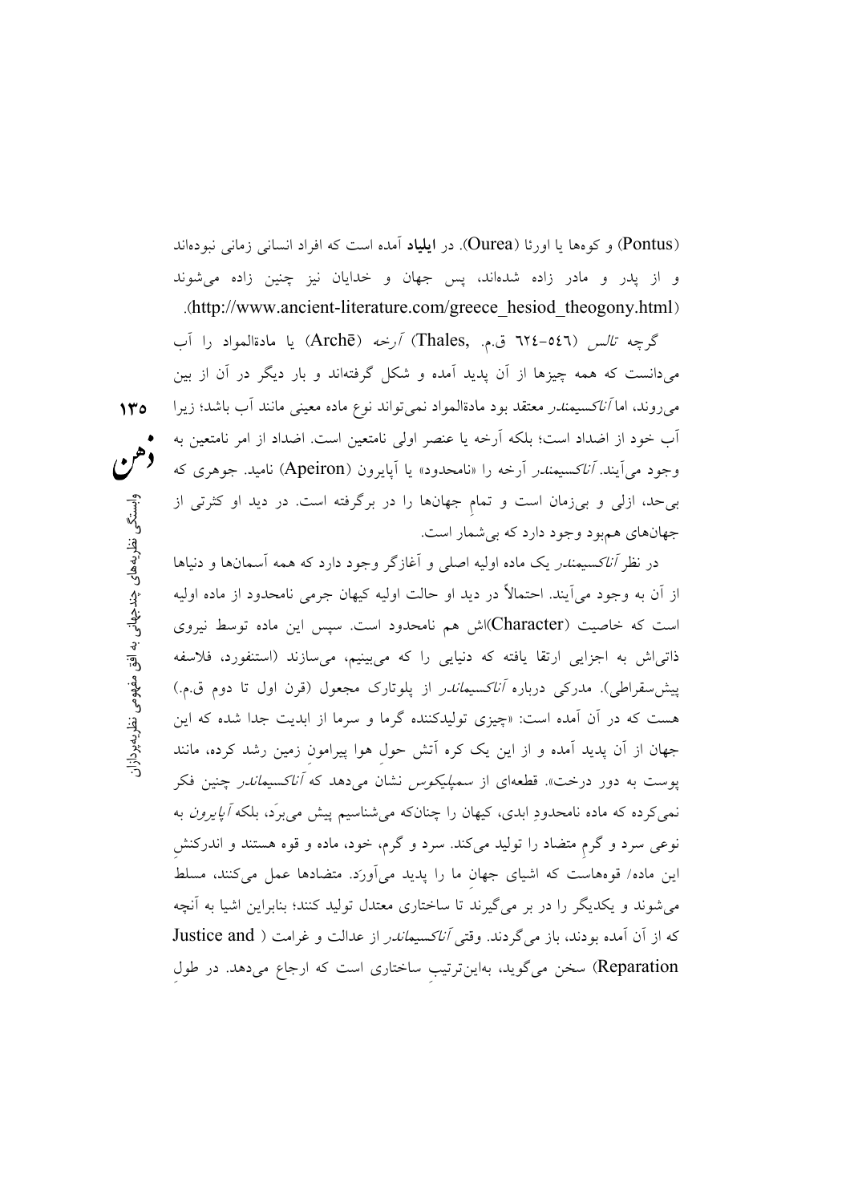(Pontus) و کوه‌ها یا اورئا (Ourea). در **ایلیاد** آمده است که افراد انسانی زمانی نبوده‌اند و از پدر و مادر زاده شده‌اند، پس جهان و خدایان نیز چنین زاده می‌شوند (http://www.ancient-literature.com/greece_hesiod_theogony.html).

گرچه *تالس* (٦٢٤–٥٤٦ ق.م. ,Thales) *آرخه* (Archē) یا مادةالمواد را آب می‌دانست که همه چیزها از آن پدید آمده و شکل گرفته‌اند و بار دیگر در آن از بین می‌روند، اما *آناکسیمندر* معتقد بود مادةالمواد نمی‌تواند نوع ماده معینی مانند آب باشد؛ زیرا آب خود از اضداد است؛ بلکه آرخه یا عنصر اولی نامتعین است. اضداد از امر نامتعین به وجود می‌آیند. *آناکسیمندر* آرخه را «نامحدود» یا آپایرون (Apeiron) نامید. جوهری که بی‌حد، ازلی و بی‌زمان است و تمامِ جهان‌ها را در برگرفته است. در دید او کثرتی از جهان‌های هم‌بود وجود دارد که بی‌شمار است.

در نظر *آناکسیمندر* یک ماده اولیه اصلی و آغازگر وجود دارد که همه آسمان‌ها و دنیاها از آن به وجود می‌آیند. احتمالاً در دید او حالت اولیه کیهان جرمی نامحدود از ماده اولیه است که خاصیت (Character)اش هم نامحدود است. سپس این ماده توسط نیروی ذاتی‌اش به اجزایی ارتقا یافته که دنیایی را که می‌بینیم، می‌سازند (استنفورد، فلاسفه پیش‌سقراطی). مدرکی درباره *آناکسیماندر* از پلوتارک مجعول (قرن اول تا دوم ق.م.) هست که در آن آمده است: «چیزی تولیدکننده گرما و سرما از ابدیت جدا شده که این جهان از آن پدید آمده و از این یک کره آتش حولِ هوا پیرامونِ زمین رشد کرده، مانند پوست به دور درخت». قطعه‌ای از *سمپلیکوس* نشان می‌دهد که *آناکسیماندر* چنین فکر نمی‌کرده که ماده نامحدودِ ابدی، کیهان را چنان‌که می‌شناسیم پیش می‌برَد، بلکه *آپایرون* به نوعی سرد و گرمِ متضاد را تولید می‌کند. سرد و گرم، خود، ماده و قوه هستند و اندرکنشِ این ماده/ قوه‌هاست که اشیای جهانِ ما را پدید می‌آورَد. متضادها عمل می‌کنند، مسلط می‌شوند و یکدیگر را در بر می‌گیرند تا ساختاری معتدل تولید کنند؛ بنابراین اشیا به آنچه که از آن آمده بودند، باز می‌گردند. وقتی *آناکسیماندر* از عدالت و غرامت ( Justice and Reparation) سخن می‌گوید، به‌این‌ترتیبِ ساختاری است که ارجاع می‌دهد. در طولِ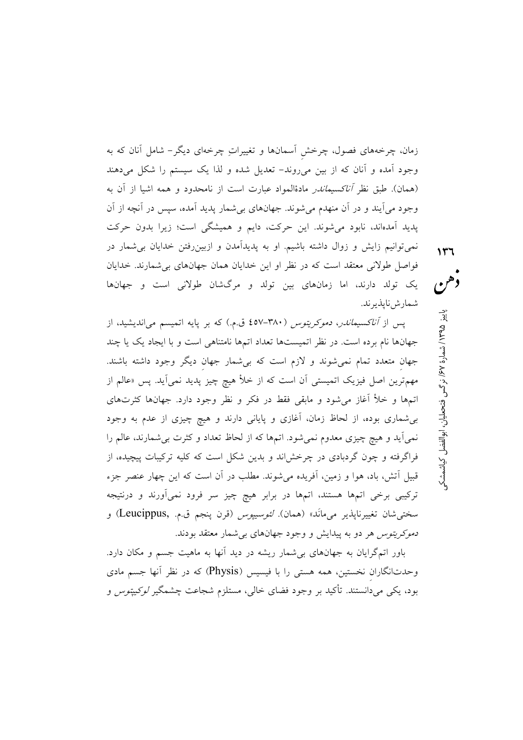زمان، چرخه‌های فصول، چرخشِ آسمان‌ها و تغییراتِ چرخه‌ای دیگر- شامل آنان که به وجود آمده و آنان که از بین می‌روند- تعدیل شده و لذا یک سیستم را شکل می‌دهند (همان). طبق نظر *آناکسیماندر* مادةالمواد عبارت است از نامحدود و همه اشیا از آن به وجود می‌آیند و در آن منهدم می‌شوند. جهان‌های بی‌شمار پدید آمده، سپس در آنچه از آن پدید آمده‌اند، نابود می‌شوند. این حرکت، دایم و همیشگی است؛ زیرا بدون حرکت نمی‌توانیم زایش و زوال داشته باشیم. او به پدیدآمدن و ازبین‌رفتن خدایان بی‌شمار در فواصل طولانی معتقد است که در نظر او این خدایان همان جهان‌های بی‌شمارند. خدایان یک تولد دارند، اما زمان‌های بین تولد و مرگشان طولانی است و جهان‌ها شمارش‌ناپذیرند.

پس از *آناکسیماندر*، *دموکریتوس* (۳۸۰-۴۵۷ ق.م.) که بر پایه اتمیسم می‌اندیشید، از جهان‌ها نام برده است. در نظر اتمیست‌ها تعداد اتم‌ها نامتناهی است و با ایجاد یک یا چند جهانِ متعدد تمام نمی‌شوند و لازم است که بی‌شمار جهانِ دیگر وجود داشته باشند. مهم‌ترین اصل فیزیک اتمیستی آن است که از خلأ هیچ چیز پدید نمی‌آید. پس «عالم از اتم‌ها و خلأ آغاز می‌شود و مابقی فقط در فکر و نظر وجود دارد. جهان‌ها کثرت‌های بی‌شماری بوده، از لحاظ زمان، آغازی و پایانی دارند و هیچ چیزی از عدم به وجود نمی‌آید و هیچ چیزی معدوم نمی‌شود. اتم‌ها که از لحاظ تعداد و کثرت بی‌شمارند، عالم را فراگرفته و چون گردبادی در چرخش‌اند و بدین شکل است که کلیه ترکیبات پیچیده، از قبیل آتش، باد، هوا و زمین، آفریده می‌شوند. مطلب در آن است که این چهار عنصر جزء ترکیبی برخی اتم‌ها هستند، اتم‌ها در برابر هیچ چیز سر فرود نمی‌آورند و درنتیجه سختی‌شان تغییرناپذیر می‌مانَد» (همان). *لئوسیپوس* (قرن پنجم ق.م. ,Leucippus) و *دموکریتوس* هر دو به پیدایش و وجود جهان‌های بی‌شمار معتقد بودند.

باور اتم‌گرایان به جهان‌های بی‌شمار ریشه در دید آنها به ماهیت جسم و مکان دارد. وحدت‌انگارانِ نخستین، همه هستی را با فیسیس (Physis) که در نظر آنها جسم مادی بود، یکی می‌دانستند. تأکید بر وجود فضای خالی، مستلزم شجاعت چشمگیر *لوکیپوس* و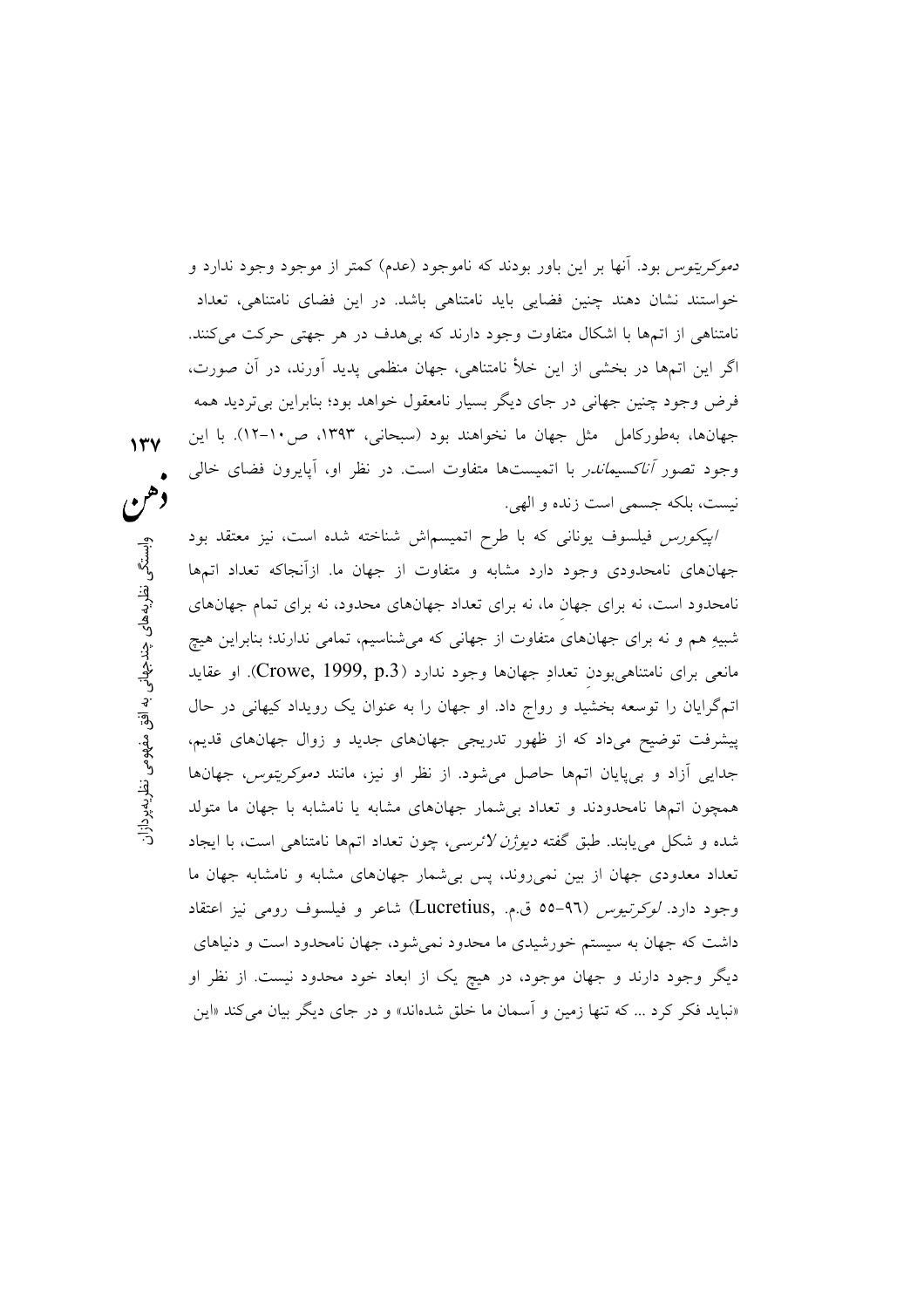*دموکریتوس* بود. آنها بر این باور بودند که ناموجود (عدم) کمتر از موجود وجود ندارد و خواستند نشان دهند چنین فضایی باید نامتناهی باشد. در این فضای نامتناهی، تعداد نامتناهی از اتم‌ها با اشکال متفاوت وجود دارند که بی‌هدف در هر جهتی حرکت می‌کنند. اگر این اتم‌ها در بخشی از این خلأ نامتناهی، جهان منظمی پدید آورند، در آن صورت، فرض وجود چنین جهانی در جای دیگر بسیار نامعقول خواهد بود؛ بنابراین بی‌تردید همه جهان‌ها، به‌طورکامل مثل جهان ما نخواهند بود (سبحانی، ۱۳۹۳، ص۱۰-۱۲). با این وجود تصور *آناکسیماندر* با اتمیست‌ها متفاوت است. در نظر او، آپایرون فضای خالی نیست، بلکه جسمی است زنده و الهی.

*اپیکورس* فیلسوف یونانی که با طرح اتمیسم‌اش شناخته شده است، نیز معتقد بود جهان‌های نامحدودی وجود دارد مشابه و متفاوت از جهان ما. ازآنجاکه تعداد اتم‌ها نامحدود است، نه برای جهانِ ما، نه برای تعداد جهان‌های محدود، نه برای تمام جهان‌های شبیهِ هم و نه برای جهان‌های متفاوت از جهانی که می‌شناسیم، تمامی ندارند؛ بنابراین هیچ مانعی برای نامتناهی‌بودنِ تعدادِ جهان‌ها وجود ندارد (Crowe, 1999, p.3). او عقاید اتم‌گرایان را توسعه بخشید و رواج داد. او جهان را به عنوان یک رویداد کیهانی در حال پیشرفت توضیح می‌داد که از ظهور تدریجی جهان‌های جدید و زوال جهان‌های قدیم، جدایی آزاد و بی‌پایان اتم‌ها حاصل می‌شود. از نظر او نیز، مانند *دموکریتوس*، جهان‌ها همچون اتم‌ها نامحدودند و تعداد بی‌شمار جهان‌های مشابه یا نامشابه با جهان ما متولد شده و شکل می‌یابند. طبق گفته *دیوژن لائرسی*، چون تعداد اتم‌ها نامتناهی است، با ایجاد تعداد معدودی جهان از بین نمی‌روند، پس بی‌شمار جهان‌های مشابه و نامشابه جهان ما وجود دارد. *لوکرتیوس* (۹٦-۵۵ ق.م. ,Lucretius) شاعر و فیلسوف رومی نیز اعتقاد داشت که جهان به سیستم خورشیدی ما محدود نمی‌شود، جهان نامحدود است و دنیاهای دیگر وجود دارند و جهان موجود، در هیچ یک از ابعاد خود محدود نیست. از نظر او «نباید فکر کرد ... که تنها زمین و آسمان ما خلق شده‌اند» و در جای دیگر بیان می‌کند «این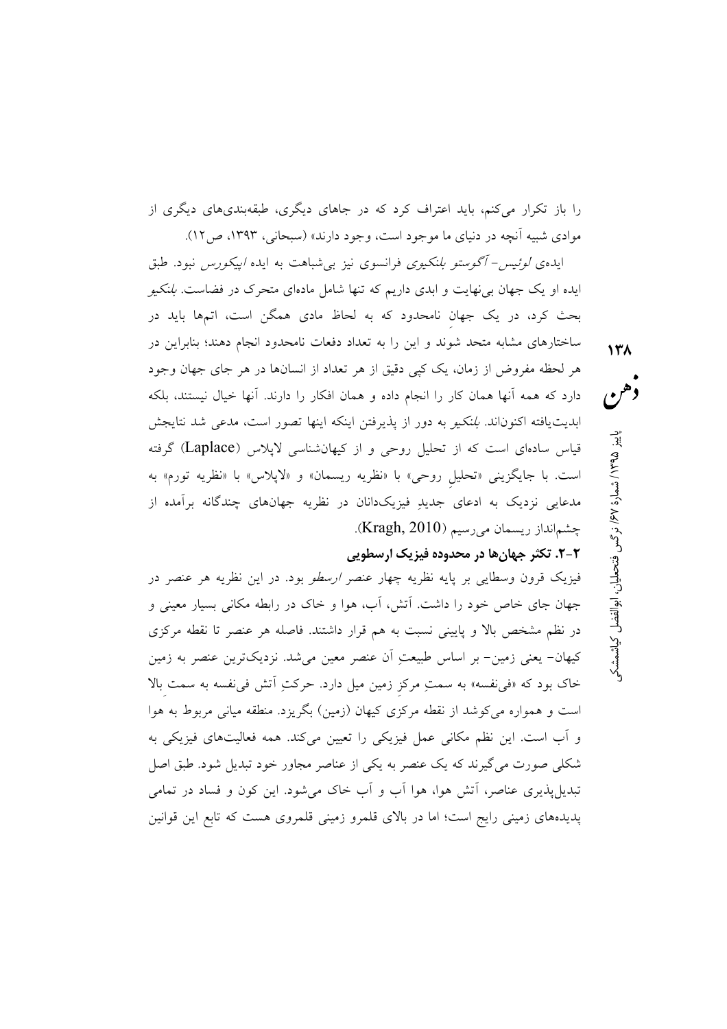را باز تکرار می‌کنم، باید اعتراف کرد که در جاهای دیگری، طبقه‌بندی‌های دیگری از موادی شبیه آنچه در دنیای ما موجود است، وجود دارند» (سبحانی، ۱۳۹۳، ص۱۲).

ایده‌ی *لوئیس- آگوستو بلنکیوی* فرانسوی نیز بی‌شباهت به ایده *اپیکورس* نبود. طبق ایده او یک جهان بی‌نهایت و ابدی داریم که تنها شامل ماده‌ای متحرک در فضاست. *بلنکیو* بحث کرد، در یک جهانِ نامحدود که به لحاظ مادی همگن است، اتم‌ها باید در ساختارهای مشابه متحد شوند و این را به تعداد دفعات نامحدود انجام دهند؛ بنابراین در هر لحظه مفروض از زمان، یک کپی دقیق از هر تعداد از انسان‌ها در هر جای جهان وجود دارد که همه آنها همان کار را انجام داده و همان افکار را دارند. آنها خیال نیستند، بلکه ابدیت‌یافته اکنون‌اند. *بلنکیو* به دور از پذیرفتن اینکه اینها تصور است، مدعی شد نتایجش قیاس ساده‌ای است که از تحلیل روحی و از کیهان‌شناسی لاپلاس (Laplace) گرفته است. با جایگزینی «تحلیلِ روحی» با «نظریه ریسمان» و «لاپلاس» با «نظریه تورم» به مدعایی نزدیک به ادعای جدیدِ فیزیک‌دانان در نظریه جهان‌های چندگانه برآمده از چشم‌انداز ریسمان می‌رسیم (Kragh, 2010).

### ۲-۲. تکثر جهان‌ها در محدوده فیزیک ارسطویی

فیزیک قرون وسطایی بر پایه نظریه چهار عنصر *ارسطو* بود. در این نظریه هر عنصر در جهان جای خاص خود را داشت. آتش، آب، هوا و خاک در رابطه مکانی بسیار معینی و در نظم مشخص بالا و پایینی نسبت به هم قرار داشتند. فاصله هر عنصر تا نقطه مرکزی کیهان- یعنی زمین- بر اساس طبیعتِ آن عنصر معین می‌شد. نزدیک‌ترین عنصر به زمین خاک بود که «فی‌نفسه» به سمتِ مرکزِ زمین میل دارد. حرکتِ آتش فی‌نفسه به سمتِ بالا است و همواره می‌کوشد از نقطه مرکزی کیهان (زمین) بگریزد. منطقه میانی مربوط به هوا و آب است. این نظم مکانی عمل فیزیکی را تعیین می‌کند. همه فعالیت‌های فیزیکی به شکلی صورت می‌گیرند که یک عنصر به یکی از عناصر مجاور خود تبدیل شود. طبق اصل تبدیل‌پذیری عناصر، آتش هوا، هوا آب و آب خاک می‌شود. این کون و فساد در تمامی پدیده‌های زمینی رایج است؛ اما در بالای قلمرو زمینی قلمروی هست که تابع این قوانین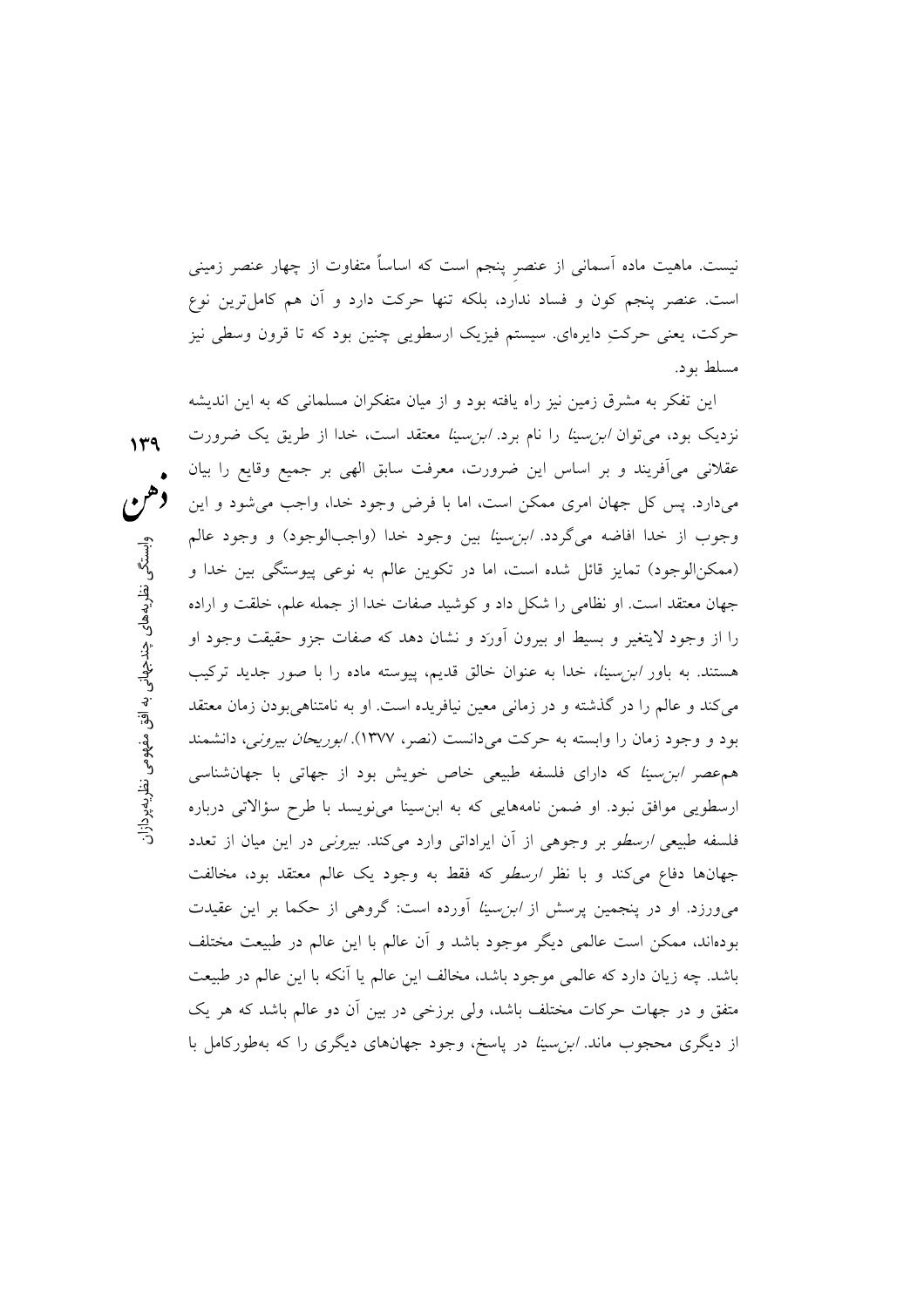نیست. ماهیت ماده آسمانی از عنصرِ پنجم است که اساساً متفاوت از چهار عنصر زمینی است. عنصر پنجم کون و فساد ندارد، بلکه تنها حرکت دارد و آن هم کامل‌ترین نوع حرکت، یعنی حرکتِ دایره‌ای. سیستم فیزیک ارسطویی چنین بود که تا قرون وسطی نیز مسلط بود.

این تفکر به مشرق زمین نیز راه یافته بود و از میان متفکران مسلمانی که به این اندیشه نزدیک بود، می‌توان *ابن‌سینا* را نام برد. *ابن‌سینا* معتقد است، خدا از طریق یک ضرورت عقلانی می‌آفریند و بر اساس این ضرورت، معرفت سابق الهی بر جمیع وقایع را بیان می‌دارد. پس کل جهان امری ممکن است، اما با فرض وجود خدا، واجب می‌شود و این وجوب از خدا افاضه می‌گردد. *ابن‌سینا* بین وجود خدا (واجب‌الوجود) و وجود عالم (ممکن‌الوجود) تمایز قائل شده است، اما در تکوین عالم به نوعی پیوستگی بین خدا و جهان معتقد است. او نظامی را شکل داد و کوشید صفات خدا از جمله علم، خلقت و اراده را از وجود لایتغیر و بسیط او بیرون آورَد و نشان دهد که صفات جزو حقیقت وجود او هستند. به باور *ابن‌سینا*، خدا به عنوان خالق قدیم، پیوسته ماده را با صور جدید ترکیب می‌کند و عالم را در گذشته و در زمانی معین نیافریده است. او به نامتناهی‌بودن زمان معتقد بود و وجود زمان را وابسته به حرکت می‌دانست (نصر، ۱۳۷۷). *ابوریحان بیرونی*، دانشمند هم‌عصر *ابن‌سینا* که دارای فلسفه طبیعی خاص خویش بود از جهاتی با جهان‌شناسی ارسطویی موافق نبود. او ضمن نامه‌هایی که به ابن‌سینا می‌نویسد با طرح سؤالاتی درباره فلسفه طبیعی *ارسطو* بر وجوهی از آن ایراداتی وارد می‌کند. *بیرونی* در این میان از تعدد جهان‌ها دفاع می‌کند و با نظر *ارسطو* که فقط به وجود یک عالم معتقد بود، مخالفت می‌ورزد. او در پنجمین پرسش از *ابن‌سینا* آورده است: گروهی از حکما بر این عقیدت بوده‌اند، ممکن است عالمی دیگر موجود باشد و آن عالم با این عالم در طبیعت مختلف باشد. چه زیان دارد که عالمی موجود باشد، مخالف این عالم یا آنکه با این عالم در طبیعت متفق و در جهات حرکات مختلف باشد، ولی برزخی در بین آن دو عالم باشد که هر یک از دیگری محجوب ماند. *ابن‌سینا* در پاسخ، وجود جهان‌های دیگری را که به‌طورکامل با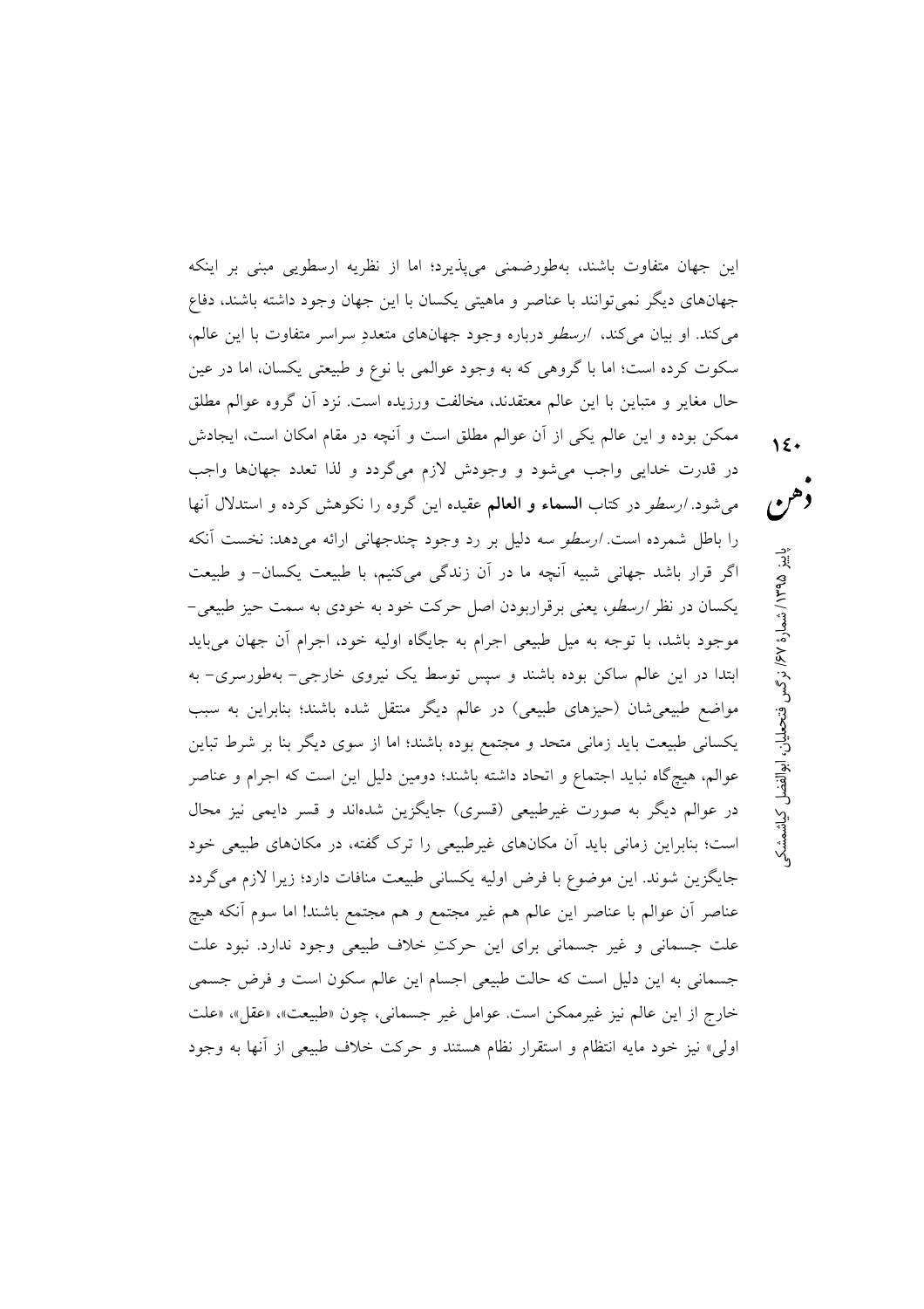این جهان متفاوت باشند، به‌طورضمنی می‌پذیرد؛ اما از نظریه ارسطویی مبنی بر اینکه جهان‌های دیگر نمی‌توانند با عناصر و ماهیتی یکسان با این جهان وجود داشته باشند، دفاع می‌کند. او بیان می‌کند، *ارسطو* درباره وجود جهان‌های متعددِ سراسر متفاوت با این عالم، سکوت کرده است؛ اما با گروهی که به وجود عوالمی با نوع و طبیعتی یکسان، اما در عین حال مغایر و متباین با این عالم معتقدند، مخالفت ورزیده است. نزد آن گروه عوالم مطلق ممکن بوده و این عالم یکی از آن عوالم مطلق است و آنچه در مقام امکان است، ایجادش در قدرت خدایی واجب می‌شود و وجودش لازم می‌گردد و لذا تعدد جهان‌ها واجب می‌شود. *ارسطو* در کتاب **السماء و العالم** عقیده این گروه را نکوهش کرده و استدلال آنها را باطل شمرده است. *ارسطو* سه دلیل بر رد وجود چندجهانی ارائه می‌دهد: نخست آنکه اگر قرار باشد جهانی شبیه آنچه ما در آن زندگی می‌کنیم، با طبیعت یکسان- و طبیعت یکسان در نظر *ارسطو*، یعنی برقراربودن اصل حرکت خود به خودی به سمت حیز طبیعی- موجود باشد، با توجه به میل طبیعی اجرام به جایگاه اولیه خود، اجرام آن جهان می‌باید ابتدا در این عالم ساکن بوده باشند و سپس توسط یک نیروی خارجی- به‌طورسری- به مواضع طبیعی‌شان (حیزهای طبیعی) در عالم دیگر منتقل شده باشند؛ بنابراین به سبب یکسانی طبیعت باید زمانی متحد و مجتمع بوده باشند؛ اما از سوی دیگر بنا بر شرط تباین عوالم، هیچ‌گاه نباید اجتماع و اتحاد داشته باشند؛ دومین دلیل این است که اجرام و عناصر در عوالم دیگر به صورت غیرطبیعی (قسری) جایگزین شده‌اند و قسر دایمی نیز محال است؛ بنابراین زمانی باید آن مکان‌های غیرطبیعی را ترک گفته، در مکان‌های طبیعی خود جایگزین شوند. این موضوع با فرض اولیه یکسانی طبیعت منافات دارد؛ زیرا لازم می‌گردد عناصر آن عوالم با عناصر این عالم هم غیر مجتمع و هم مجتمع باشند! اما سوم آنکه هیچ علت جسمانی و غیر جسمانی برای این حرکتِ خلاف طبیعی وجود ندارد. نبود علت جسمانی به این دلیل است که حالت طبیعی اجسام این عالم سکون است و فرض جسمی خارج از این عالم نیز غیرممکن است. عوامل غیر جسمانی، چون «طبیعت»، «عقل»، «علت اولی» نیز خود مایه انتظام و استقرار نظام هستند و حرکت خلاف طبیعی از آنها به وجود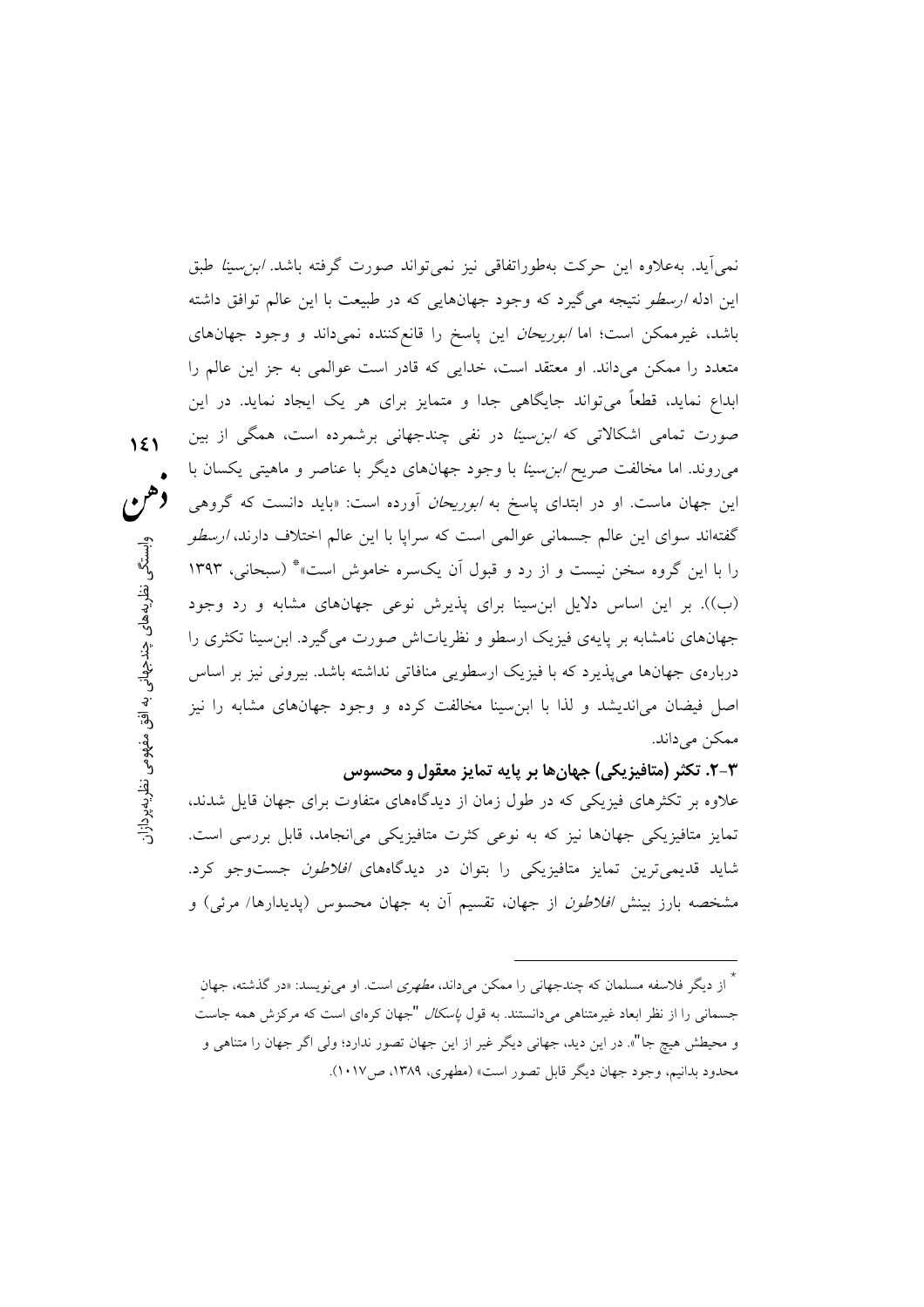نمی‌آید. به‌علاوه این حرکت به‌طوراتفاقی نیز نمی‌تواند صورت گرفته باشد. *ابن‌سینا* طبق این ادله *ارسطو* نتیجه می‌گیرد که وجود جهان‌هایی که در طبیعت با این عالم توافق داشته باشد، غیرممکن است؛ اما *ابوریحان* این پاسخ را قانع‌کننده نمی‌داند و وجود جهان‌های متعدد را ممکن می‌داند. او معتقد است، خدایی که قادر است عوالمی به جز این عالم را ابداع نماید، قطعاً می‌تواند جایگاهی جدا و متمایز برای هر یک ایجاد نماید. در این صورت تمامی اشکالاتی که *ابن‌سینا* در نفی چندجهانی برشمرده است، همگی از بین می‌روند. اما مخالفت صریح *ابن‌سینا* با وجود جهان‌های دیگر با عناصر و ماهیتی یکسان با این جهان ماست. او در ابتدای پاسخ به *ابوریحان* آورده است: «باید دانست که گروهی گفته‌اند سوای این عالم جسمانی عوالمی است که سراپا با این عالم اختلاف دارند، *ارسطو* را با این گروه سخن نیست و از رد و قبول آن یک‌سره خاموش است»* (سبحانی، ۱۳۹۳ (ب)). بر این اساس دلایل ابن‌سینا برای پذیرش نوعی جهان‌های مشابه و رد وجود جهان‌های نامشابه بر پایه‌ی فیزیک ارسطو و نظریات‌اش صورت می‌گیرد. ابن‌سینا تکثری را درباره‌ی جهان‌ها می‌پذیرد که با فیزیک ارسطویی منافاتی نداشته باشد. بیرونی نیز بر اساس اصل فیضان می‌اندیشد و لذا با ابن‌سینا مخالفت کرده و وجود جهان‌های مشابه را نیز ممکن می‌داند.

### ۳-۲. تکثر (متافیزیکی) جهان‌ها بر پایه تمایز معقول و محسوس

علاوه بر تکثرهای فیزیکی که در طول زمان از دیدگاه‌های متفاوت برای جهان قایل شدند، تمایز متافیزیکی جهان‌ها نیز که به نوعی کثرت متافیزیکی می‌انجامد، قابل بررسی است. شاید قدیمی‌ترین تمایز متافیزیکی را بتوان در دیدگاه‌های *افلاطون* جست‌وجو کرد. مشخصه بارز بینش *افلاطون* از جهان، تقسیم آن به جهان محسوس (پدیدارها/ مرئی) و

---

* از دیگر فلاسفه مسلمان که چندجهانی را ممکن می‌داند، *مطهری* است. او می‌نویسد: «در گذشته، جهان جسمانی را از نظر ابعاد غیرمتناهی می‌دانستند. به قول *پاسکال* "جهان کره‌ای است که مرکزش همه جاست و محیطش هیچ جا". در این دید، جهانی دیگر غیر از این جهان تصور ندارد؛ ولی اگر جهان را متناهی و محدود بدانیم، وجود جهان دیگر قابل تصور است» (مطهری، ۱۳۸۹، ص۱۰۱۷).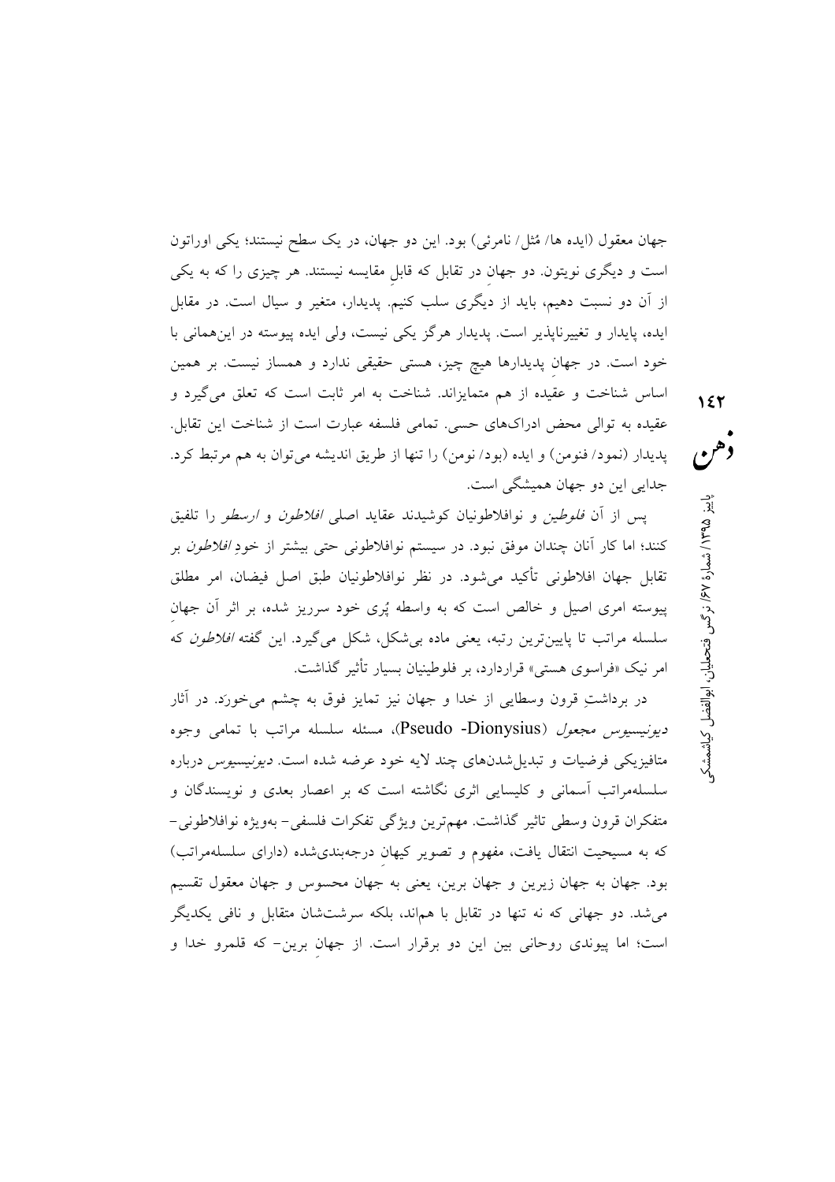جهان معقول (ایده ها/ مُثل/ نامرئی) بود. این دو جهان، در یک سطح نیستند؛ یکی اوراتون است و دیگری نویتون. دو جهانِ در تقابل که قابلِ مقایسه نیستند. هر چیزی را که به یکی از آن دو نسبت دهیم، باید از دیگری سلب کنیم. پدیدار، متغیر و سیال است. در مقابل ایده، پایدار و تغییرناپذیر است. پدیدار هرگز یکی نیست، ولی ایده پیوسته در این‌همانی با خود است. در جهانِ پدیدارها هیچ چیز، هستی حقیقی ندارد و همساز نیست. بر همین اساس شناخت و عقیده از هم متمایزاند. شناخت به امر ثابت است که تعلق می‌گیرد و عقیده به توالی محض ادراک‌های حسی. تمامی فلسفه عبارت است از شناخت این تقابل. پدیدار (نمود/ فنومن) و ایده (بود/ نومن) را تنها از طریق اندیشه می‌توان به هم مرتبط کرد. جدایی این دو جهان همیشگی است.

پس از آن *فلوطین* و نوافلاطونیان کوشیدند عقاید اصلی *افلاطون* و *ارسطو* را تلفیق کنند؛ اما کار آنان چندان موفق نبود. در سیستم نوافلاطونی حتی بیشتر از خودِ *افلاطون* بر تقابل جهان افلاطونی تأکید می‌شود. در نظر نوافلاطونیان طبق اصل فیضان، امر مطلق پیوسته امری اصیل و خالص است که به واسطه پُری خود سرریز شده، بر اثر آن جهانِ سلسله مراتب تا پایین‌ترین رتبه، یعنی ماده بی‌شکل، شکل می‌گیرد. این گفته *افلاطون* که امر نیک «فراسوی هستی» قراردارد، بر فلوطینیان بسیار تأثیر گذاشت.

در برداشتِ قرون وسطایی از خدا و جهان نیز تمایز فوق به چشم می‌خورَد. در آثار *دیونیسیوس مجعول* (Pseudo -Dionysius)، مسئله سلسله مراتب با تمامی وجوه متافیزیکی فرضیات و تبدیل‌شدن‌های چند لایه خود عرضه شده است. *دیونیسیوس* درباره سلسله‌مراتب آسمانی و کلیسایی اثری نگاشته است که بر اعصار بعدی و نویسندگان و متفکران قرون وسطی تاثیر گذاشت. مهم‌ترین ویژگی تفکرات فلسفی– به‌ویژه نوافلاطونی– که به مسیحیت انتقال یافت، مفهوم و تصویر کیهانِ درجه‌بندی‌شده (دارای سلسله‌مراتب) بود. جهان به جهان زیرین و جهان برین، یعنی به جهان محسوس و جهان معقول تقسیم می‌شد. دو جهانی که نه تنها در تقابل با هم‌اند، بلکه سرشت‌شان متقابل و نافی یکدیگر است؛ اما پیوندی روحانی بین این دو برقرار است. از جهانِ برین– که قلمرو خدا و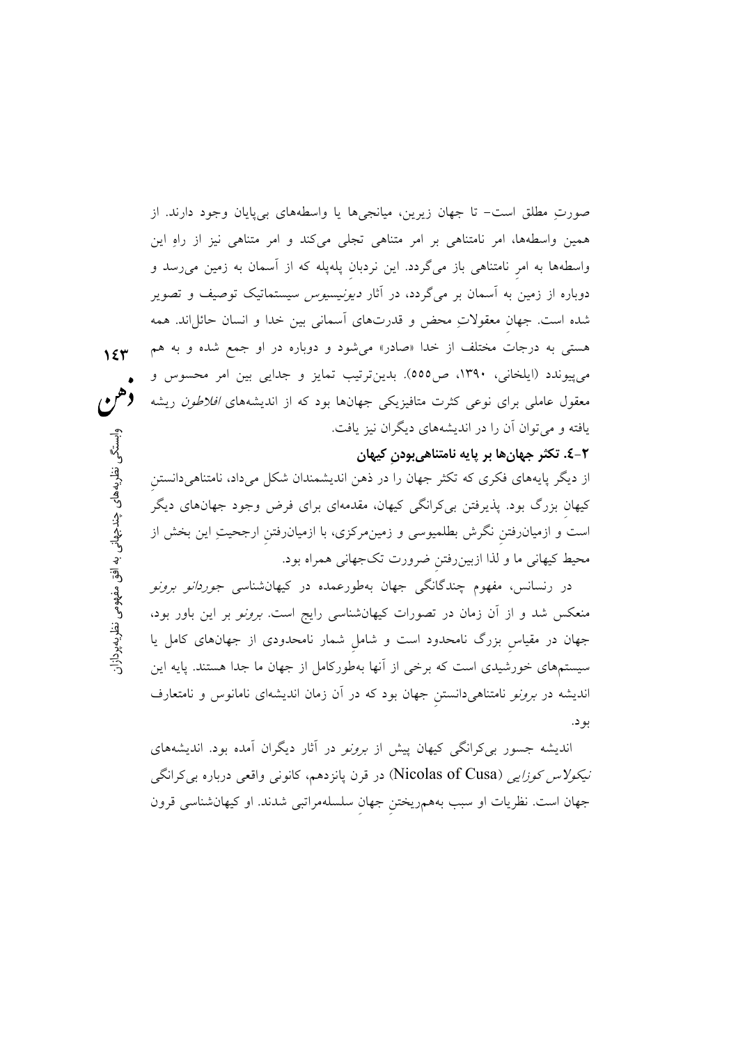صورتِ مطلق است– تا جهان زیرین، میانجی‌ها یا واسطه‌های بی‌پایان وجود دارند. از همین واسطه‌ها، امر نامتناهی بر امر متناهی تجلی می‌کند و امر متناهی نیز از راهِ این واسطه‌ها به امرِ نامتناهی باز می‌گردد. این نردبانِ پله‌پله که از آسمان به زمین می‌رسد و دوباره از زمین به آسمان بر می‌گردد، در آثار *دیونیسیوس* سیستماتیک توصیف و تصویر شده است. جهانِ معقولاتِ محض و قدرت‌های آسمانی بین خدا و انسان حائل‌اند. همه هستی به درجات مختلف از خدا «صادر» می‌شود و دوباره در او جمع شده و به هم می‌پیوندد (ایلخانی، ۱۳۹۰، ص۵۵۵). بدین‌ترتیب تمایز و جدایی بین امر محسوس و معقول عاملی برای نوعی کثرت متافیزیکی جهان‌ها بود که از اندیشه‌های *افلاطون* ریشه یافته و می‌توان آن را در اندیشه‌های دیگران نیز یافت.

### ۲-٤. تکثر جهان‌ها بر پایه نامتناهی‌بودنِ کیهان

از دیگر پایه‌های فکری که تکثر جهان را در ذهن اندیشمندان شکل می‌داد، نامتناهی‌دانستنِ کیهانِ بزرگ بود. پذیرفتن بی‌کرانگی کیهان، مقدمه‌ای برای فرض وجود جهان‌های دیگر است و ازمیان‌رفتنِ نگرش بطلمیوسی و زمین‌مرکزی، با ازمیان‌رفتنِ ارجحیتِ این بخش از محیط کیهانی ما و لذا ازبین‌رفتنِ ضرورت تک‌جهانی همراه بود.

در رنسانس، مفهوم چندگانگی جهان به‌طورعمده در کیهان‌شناسی *جوردانو برونو* منعکس شد و از آن زمان در تصورات کیهان‌شناسی رایج است. *برونو* بر این باور بود، جهان در مقیاسِ بزرگ نامحدود است و شاملِ شمار نامحدودی از جهان‌های کامل یا سیستم‌های خورشیدی است که برخی از آنها به‌طورکامل از جهان ما جدا هستند. پایه این اندیشه در *برونو* نامتناهی‌دانستنِ جهان بود که در آن زمان اندیشه‌ای نامانوس و نامتعارف بود.

اندیشه جسور بی‌کرانگی کیهان پیش از *برونو* در آثار دیگران آمده بود. اندیشه‌های *نیکولاس کوزایی* (Nicolas of Cusa) در قرن پانزدهم، کانونی واقعی درباره بی‌کرانگی جهان است. نظریات او سبب به‌هم‌ریختنِ جهانِ سلسله‌مراتبی شدند. او کیهان‌شناسی قرون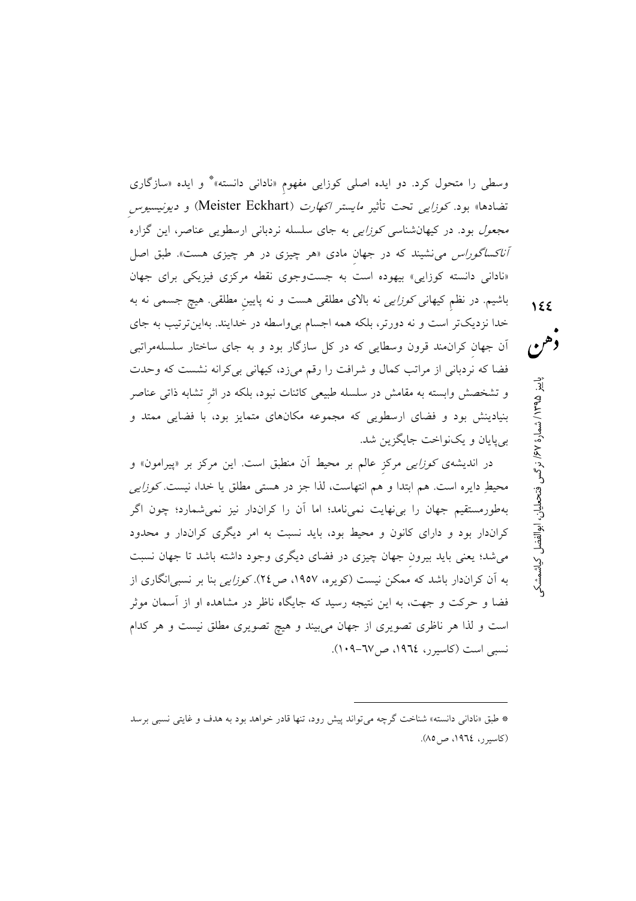وسطی را متحول کرد. دو ایده اصلی کوزایی مفهومِ «نادانی دانسته»* و ایده «سازگاری تضادها» بود. *کوزایی* تحت تأثیر *مایستر اکهارت* (Meister Eckhart) و *دیونیسیوسِ مجعول* بود. در کیهان‌شناسی *کوزایی* به جای سلسله نردبانی ارسطویی عناصر، این گزاره *آناکساگوراس* می‌نشیند که در جهانِ مادی «هر چیزی در هر چیزی هست». طبق اصل «نادانی دانسته کوزایی» بیهوده است به جست‌وجوی نقطه مرکزی فیزیکی برای جهان باشیم. در نظمِ کیهانی *کوزایی* نه بالای مطلقی هست و نه پایینِ مطلقی. هیچ جسمی نه به خدا نزدیک‌تر است و نه دورتر، بلکه همه اجسام بی‌واسطه در خدایند. به‌این‌ترتیب به جای آن جهانِ کرانمند قرون وسطایی که در کل سازگار بود و به جای ساختار سلسله‌مراتبی فضا که نردبانی از مراتب کمال و شرافت را رقم می‌زد، کیهانی بی‌کرانه نشست که وحدت و تشخصش وابسته به مقامش در سلسله طبیعی کائنات نبود، بلکه در اثرِ تشابه ذاتی عناصر بنیادینش بود و فضای ارسطویی که مجموعه مکان‌های متمایز بود، با فضایی ممتد و بی‌پایان و یک‌نواخت جایگزین شد.

در اندیشه‌ی *کوزایی* مرکزِ عالم بر محیط آن منطبق است. این مرکز بر «پیرامون» و محیطِ دایره است. هم ابتدا و هم انتهاست، لذا جز در هستی مطلق یا خدا، نیست. *کوزایی* به‌طورمستقیم جهان را بی‌نهایت نمی‌نامد؛ اما آن را کران‌دار نیز نمی‌شمارد؛ چون اگر کران‌دار بود و دارای کانون و محیط بود، باید نسبت به امر دیگری کران‌دار و محدود می‌شد؛ یعنی باید بیرونِ جهان چیزی در فضای دیگری وجود داشته باشد تا جهان نسبت به آن کران‌دار باشد که ممکن نیست (کویره، ۱۹۵۷، ص۲٤). *کوزایی* بنا بر نسبی‌انگاری از فضا و حرکت و جهت، به این نتیجه رسید که جایگاه ناظر در مشاهده او از آسمان موثر است و لذا هر ناظری تصویری از جهان می‌بیند و هیچ تصویری مطلق نیست و هر کدام نسبی است (کاسیرر، ۱۹٦٤، ص٦۷-۱۰۹).

---

* طبق «نادانی دانسته» شناخت گرچه می‌تواند پیش رود، تنها قادر خواهد بود به هدف و غایتی نسبی برسد (کاسیرر، ۱۹٦٤، ص۸۵).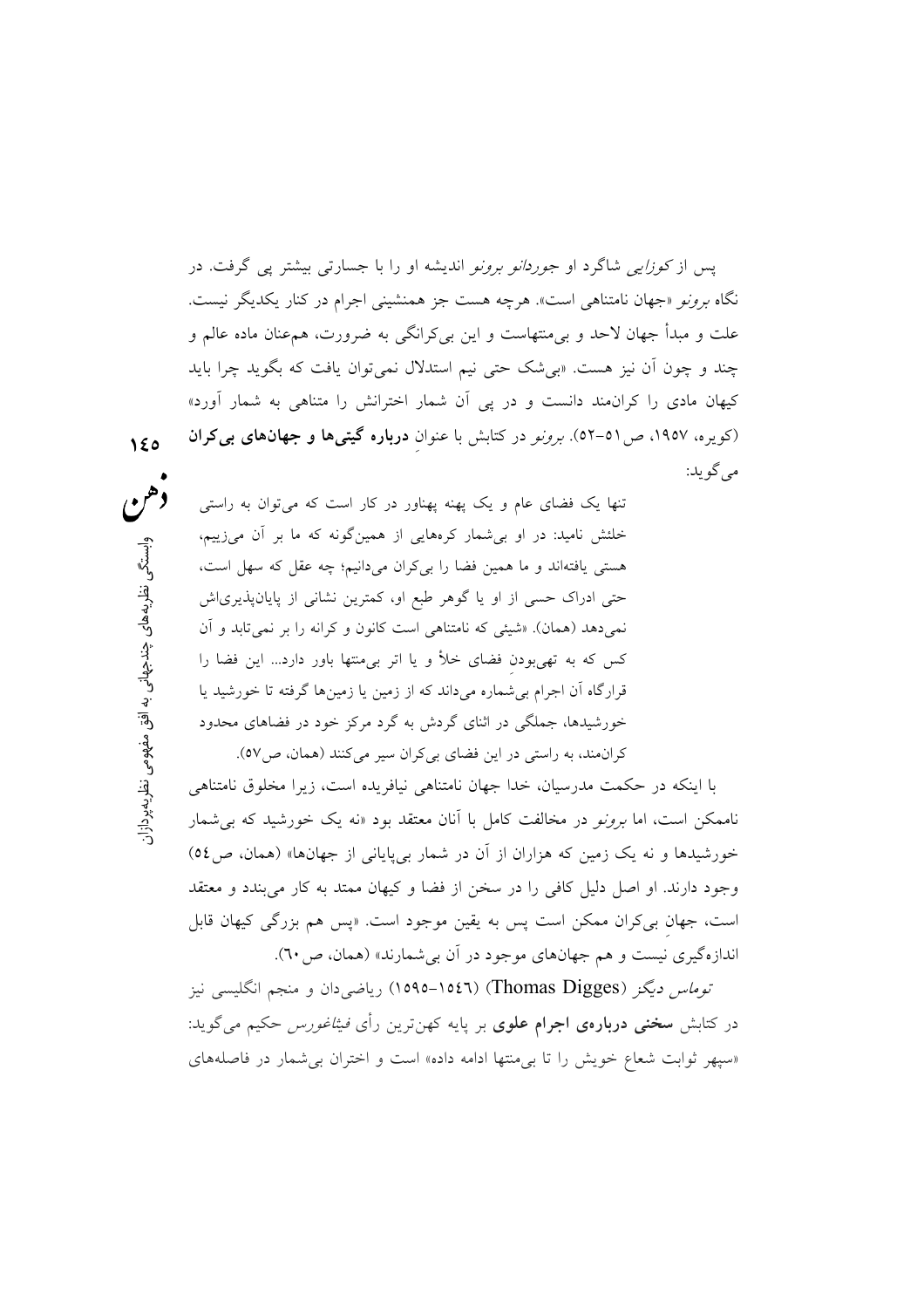پس از *کوزایی* شاگرد او *جوردانو برونو* اندیشه او را با جسارتی بیشتر پی گرفت. در نگاه *برونو* «جهان نامتناهی است». هرچه هست جز همنشینی اجرام در کنار یکدیگر نیست. علت و مبدأ جهان لاحد و بی‌منتهاست و این بی‌کرانگی به ضرورت، هم‌عنان ماده عالم و چند و چون آن نیز هست. «بی‌شک حتی نیم استدلال نمی‌توان یافت که بگوید چرا باید کیهان مادی را کران‌مند دانست و در پی آن شمار اخترانش را متناهی به شمار آورد» (کویره، ۱۹۵۷، ص۵۱-۵۲). *برونو* در کتابش با عنوانِ **درباره گیتی‌ها و جهان‌های بی‌کران** می‌گوید:

> تنها یک فضای عام و یک پهنه پهناور در کار است که می‌توان به راستی خلئش نامید: در او بی‌شمار کره‌هایی از همین‌گونه که ما بر آن می‌زییم، هستی یافته‌اند و ما همین فضا را بی‌کران می‌دانیم؛ چه عقل که سهل است، حتی ادراک حسی از او یا گوهر طبع او، کمترین نشانی از پایان‌پذیری‌اش نمی‌دهد (همان). «شیئی که نامتناهی است کانون و کرانه را بر نمی‌تابد و آن کس که به تهی‌بودنِ فضای خلأ و یا اتر بی‌منتها باور دارد... این فضا را قرارگاه آن اجرام بی‌شماره می‌داند که از زمین یا زمین‌ها گرفته تا خورشید یا خورشیدها، جملگی در اثنای گردش به گرد مرکز خود در فضاهای محدود کران‌مند، به راستی در این فضای بی‌کران سیر می‌کنند (همان، ص۵۷).

با اینکه در حکمت مدرسیان، خدا جهان نامتناهی نیافریده است، زیرا مخلوق نامتناهی ناممکن است، اما *برونو* در مخالفت کامل با آنان معتقد بود «نه یک خورشید که بی‌شمار خورشیدها و نه یک زمین که هزاران از آن در شمار بی‌پایانی از جهان‌ها» (همان، ص۵٤) وجود دارند. او اصل دلیل کافی را در سخن از فضا و کیهان ممتد به کار می‌بندد و معتقد است، جهانِ بی‌کران ممکن است پس به یقین موجود است. «پس هم بزرگی کیهان قابل اندازه‌گیری نیست و هم جهان‌های موجود در آن بی‌شمارند» (همان، ص٦٠).

*توماس دیگز* (Thomas Digges) (۱۵٤٦-۱۵۹۵) ریاضی‌دان و منجم انگلیسی نیز در کتابش **سخنی درباره‌ی اجرام علوی** بر پایه کهن‌ترین رأی *فیثاغورس* حکیم می‌گوید: «سپهر ثوابت شعاع خویش را تا بی‌منتها ادامه داده» است و اختران بی‌شمار در فاصله‌های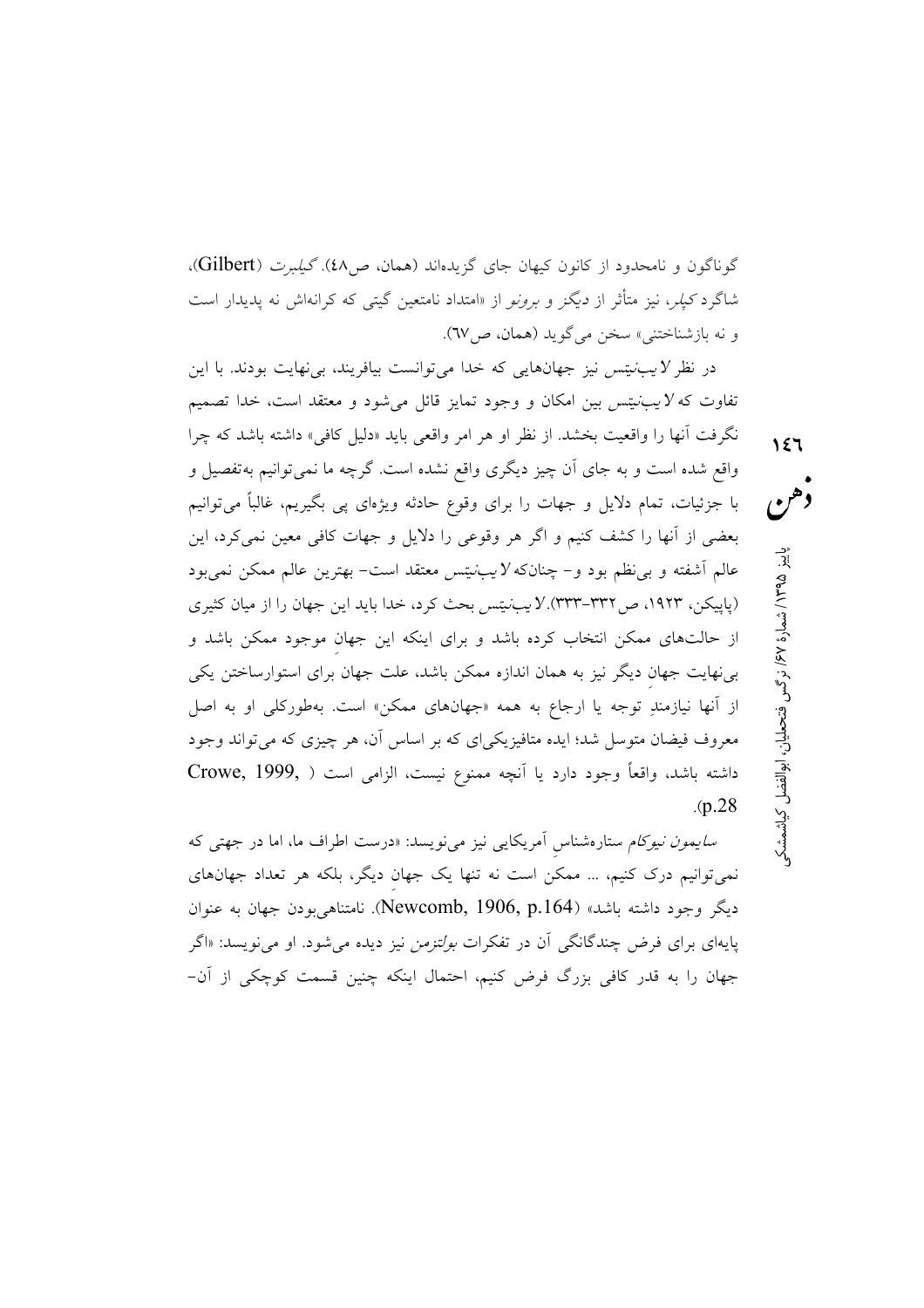گوناگون و نامحدود از کانون کیهان جای گزیده‌اند (همان، ص٤٨). *گیلبرت* (Gilbert)، شاگرد *کپلر*، نیز متأثر از *دیگز* و *برونو* از «امتداد نامتعین گیتی که کرانه‌اش نه پدیدار است و نه بازشناختنی» سخن می‌گوید (همان، ص٦٧).

در نظر *لایب‌نیتس* نیز جهان‌هایی که خدا می‌توانست بیافریند، بی‌نهایت بودند. با این تفاوت که *لایب‌نیتس* بین امکان و وجود تمایز قائل می‌شود و معتقد است، خدا تصمیم نگرفت آنها را واقعیت بخشد. از نظر او هر امر واقعی باید «دلیل کافی» داشته باشد که چرا واقع شده است و به جای آن چیز دیگری واقع نشده است. گرچه ما نمی‌توانیم به‌تفصیل و با جزئیات، تمام دلایل و جهات را برای وقوع حادثه ویژه‌ای پی بگیریم، غالباً می‌توانیم بعضی از آنها را کشف کنیم و اگر هر وقوعی را دلایل و جهات کافی معین نمی‌کرد، این عالم آشفته و بی‌نظم بود و- چنان‌که *لایب‌نیتس* معتقد است- بهترین عالم ممکن نمی‌بود (پاپکین، ۱۹۲۳، ص۳۳۲-۳۳۳). *لایب‌نیتس* بحث کرد، خدا باید این جهان را از میان کثیری از حالت‌های ممکن انتخاب کرده باشد و برای اینکه این جهانِ موجود ممکن باشد و بی‌نهایت جهانِ دیگر نیز به همان اندازه ممکن باشد، علت جهان برای استوارساختن یکی از آنها نیازمندِ توجه یا ارجاع به همه «جهان‌های ممکن» است. به‌طورکلی او به اصل معروف فیضان متوسل شد؛ ایده متافیزیکی‌ای که بر اساس آن، هر چیزی که می‌تواند وجود داشته باشد، واقعاً وجود دارد یا آنچه ممنوع نیست، الزامی است (Crowe, 1999, p.28).

*سایمون نیوکام* ستاره‌شناسِ آمریکایی نیز می‌نویسد: «درست اطراف ما، اما در جهتی که نمی‌توانیم درک کنیم، ... ممکن است نه تنها یک جهانِ دیگر، بلکه هر تعداد جهان‌های دیگر وجود داشته باشد» (Newcomb, 1906, p.164). نامتناهی‌بودن جهان به عنوان پایه‌ای برای فرض چندگانگی آن در تفکرات *بولتزمن* نیز دیده می‌شود. او می‌نویسد: «اگر جهان را به قدر کافی بزرگ فرض کنیم، احتمال اینکه چنین قسمت کوچکی از آن-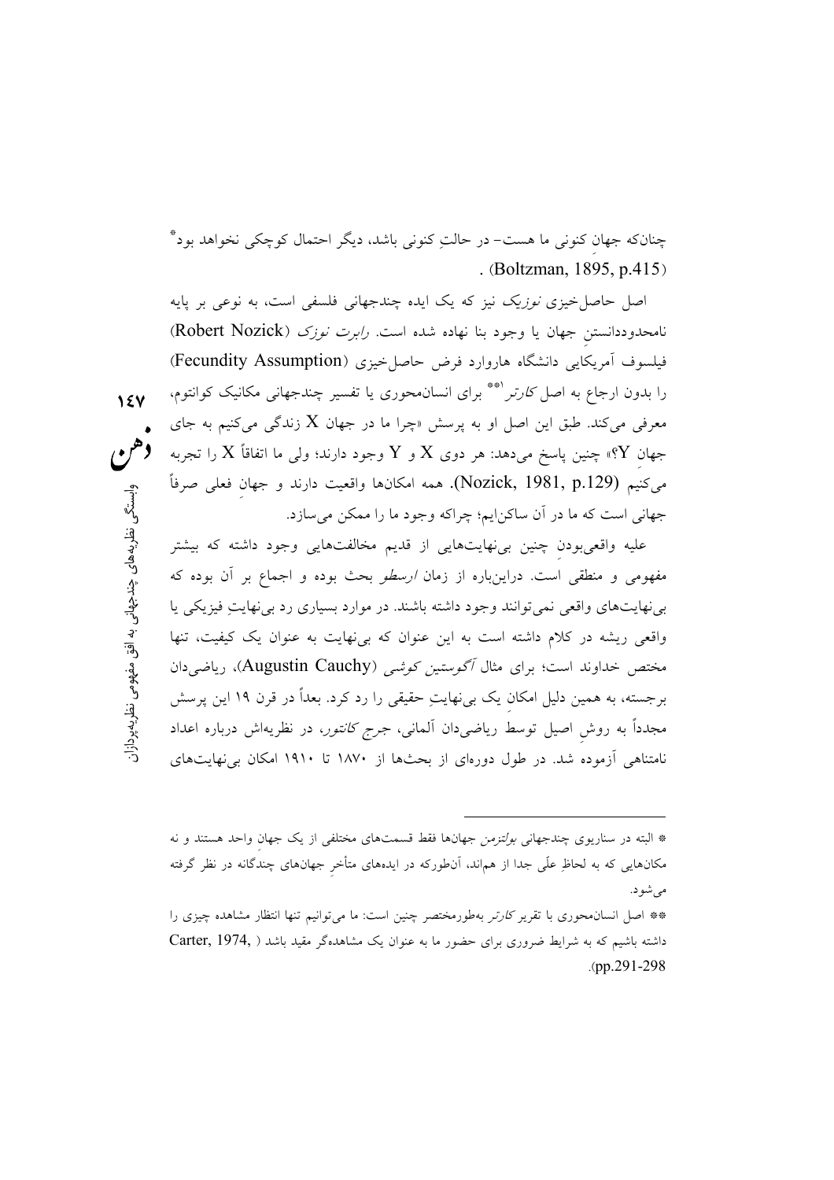چنان‌که جهانِ کنونی ما هست- در حالتِ کنونی باشد، دیگر احتمال کوچکی نخواهد بود* . (Boltzman, 1895, p.415)

اصل حاصل‌خیزی *نوزیک* نیز که یک ایده چندجهانی فلسفی است، به نوعی بر پایه نامحدوددانستنِ جهان یا وجود بنا نهاده شده است. *رابرت نوزک* (Robert Nozick) فیلسوف آمریکایی دانشگاه هاروارد فرض حاصل‌خیزی (Fecundity Assumption) را بدون ارجاع به اصل *کارتر*[1]** برای انسان‌محوری یا تفسیر چندجهانی مکانیک کوانتوم، معرفی می‌کند. طبق این اصل او به پرسش «چرا ما در جهان X زندگی می‌کنیم به جای جهانِ Y؟» چنین پاسخ می‌دهد: هر دوی X و Y وجود دارند؛ ولی ما اتفاقاً X را تجربه می‌کنیم (Nozick, 1981, p.129). همه امکان‌ها واقعیت دارند و جهانِ فعلی صرفاً جهانی است که ما در آن ساکن‌ایم؛ چراکه وجود ما را ممکن می‌سازد.

علیه واقعی‌بودنِ چنین بی‌نهایت‌هایی از قدیم مخالفت‌هایی وجود داشته که بیشتر مفهومی و منطقی است. دراین‌باره از زمان *ارسطو* بحث بوده و اجماع بر آن بوده که بی‌نهایت‌های واقعی نمی‌توانند وجود داشته باشند. در موارد بسیاری رد بی‌نهایتِ فیزیکی یا واقعی ریشه در کلام داشته است به این عنوان که بی‌نهایت به عنوان یک کیفیت، تنها مختص خداوند است؛ برای مثال *آگوستین کوشی* (Augustin Cauchy)، ریاضی‌دان برجسته، به همین دلیل امکانِ یک بی‌نهایتِ حقیقی را رد کرد. بعداً در قرن ۱۹ این پرسش مجدداً به روشِ اصیل توسط ریاضی‌دان آلمانی، جرج *کانتور*، در نظریه‌اش درباره اعداد نامتناهی آزموده شد. در طول دوره‌ای از بحث‌ها از ۱۸۷۰ تا ۱۹۱۰ امکان بی‌نهایت‌های

---

* البته در سناریوی چندجهانی *بولتزمن* جهان‌ها فقط قسمت‌های مختلفی از یک جهانِ واحد هستند و نه مکان‌هایی که به لحاظِ علّی جدا از هم‌اند، آن‌طورکه در ایده‌های متأخرِ جهان‌های چندگانه در نظر گرفته می‌شود.

** اصل انسان‌محوری با تقریر *کارتر* به‌طورمختصر چنین است: ما می‌توانیم تنها انتظار مشاهده چیزی را داشته باشیم که به شرایط ضروری برای حضور ما به عنوان یک مشاهده‌گر مقید باشد (Carter, 1974, pp.291-298).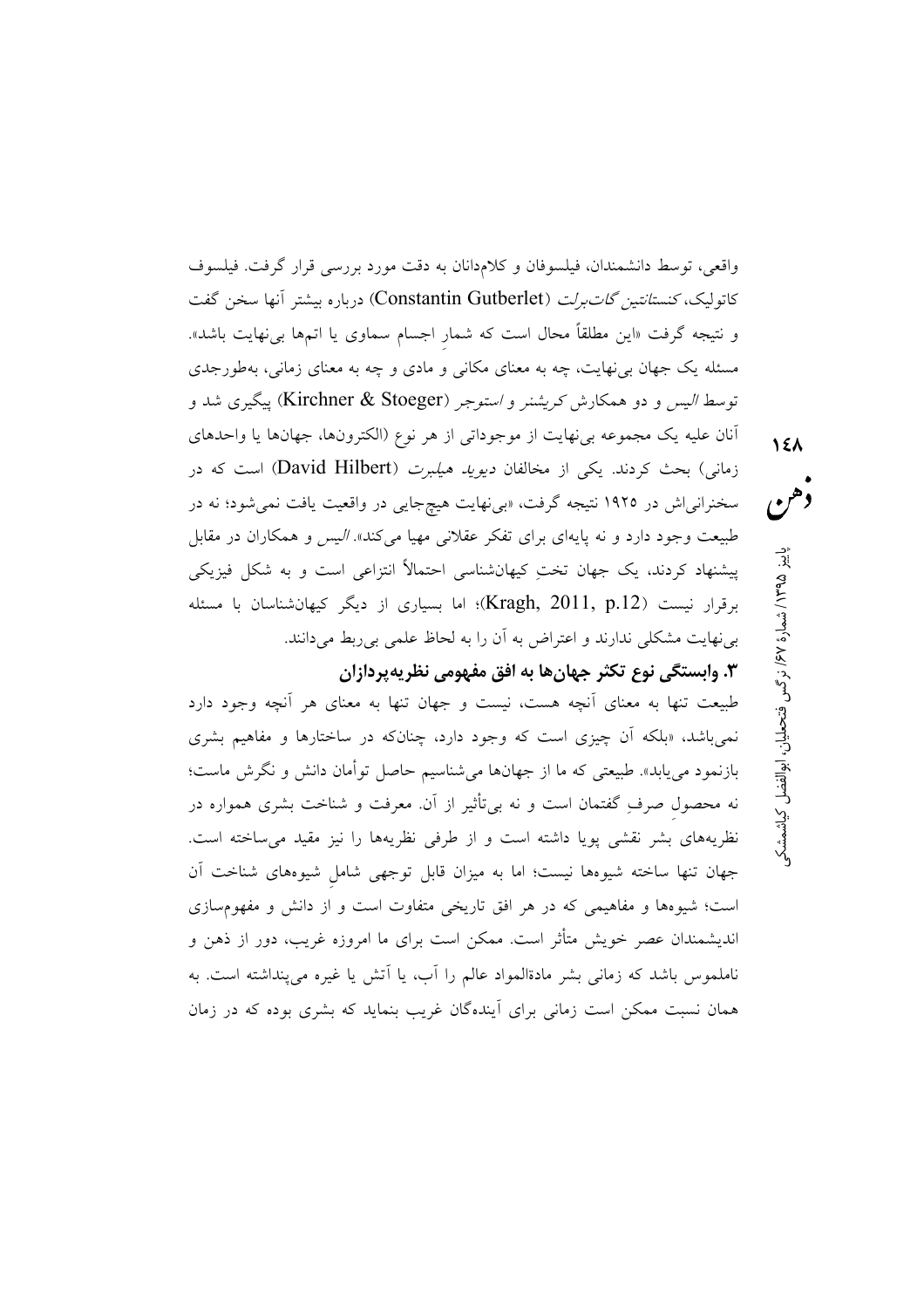واقعی، توسط دانشمندان، فیلسوفان و کلام‌دانان به دقت مورد بررسی قرار گرفت. فیلسوف کاتولیک، *کنستانتین گات‌برلت* (Constantin Gutberlet) درباره بیشتر آنها سخن گفت و نتیجه گرفت «این مطلقاً محال است که شمارِ اجسام سماوی یا اتم‌ها بی‌نهایت باشد». مسئله یک جهان بی‌نهایت، چه به معنای مکانی و مادی و چه به معنای زمانی، به‌طورجدی توسط *الیس* و دو همکارش *کریشنر* و *استوجر* (Kirchner & Stoeger) پیگیری شد و آنان علیه یک مجموعه بی‌نهایت از موجوداتی از هر نوع (الکترون‌ها، جهان‌ها یا واحدهای زمانی) بحث کردند. یکی از مخالفان *دیوید هیلبرت* (David Hilbert) است که در سخنرانی‌اش در ۱۹۲۵ نتیجه گرفت، «بی‌نهایت هیچ‌جایی در واقعیت یافت نمی‌شود؛ نه در طبیعت وجود دارد و نه پایه‌ای برای تفکر عقلانی مهیا می‌کند». *الیس* و همکاران در مقابل پیشنهاد کردند، یک جهان تختِ کیهان‌شناسی احتمالاً انتزاعی است و به شکل فیزیکی برقرار نیست (Kragh, 2011, p.12)؛ اما بسیاری از دیگر کیهان‌شناسان با مسئله بی‌نهایت مشکلی ندارند و اعتراض به آن را به لحاظ علمی بی‌ربط می‌دانند.

### ۳. وابستگی نوع تکثر جهان‌ها به افق مفهومی نظریه‌پردازان

طبیعت تنها به معنای آنچه هست، نیست و جهان تنها به معنای هر آنچه وجود دارد نمی‌باشد، «بلکه آن چیزی است که وجود دارد، چنان‌که در ساختارها و مفاهیم بشری بازنمود می‌یابد». طبیعتی که ما از جهان‌ها می‌شناسیم حاصل توأمان دانش و نگرش ماست؛ نه محصولِ صرفِ گفتمان است و نه بی‌تأثیر از آن. معرفت و شناخت بشری همواره در نظریه‌های بشر نقشی پویا داشته است و از طرفی نظریه‌ها را نیز مقید می‌ساخته است. جهان تنها ساخته شیوه‌ها نیست؛ اما به میزان قابل توجهی شاملِ شیوه‌های شناخت آن است؛ شیوه‌ها و مفاهیمی که در هر افق تاریخی متفاوت است و از دانش و مفهوم‌سازی اندیشمندان عصر خویش متأثر است. ممکن است برای ما امروزه غریب، دور از ذهن و ناملموس باشد که زمانی بشر مادةالمواد عالم را آب، یا آتش یا غیره می‌پنداشته است. به همان نسبت ممکن است زمانی برای آیندهگان غریب بنماید که بشری بوده که در زمان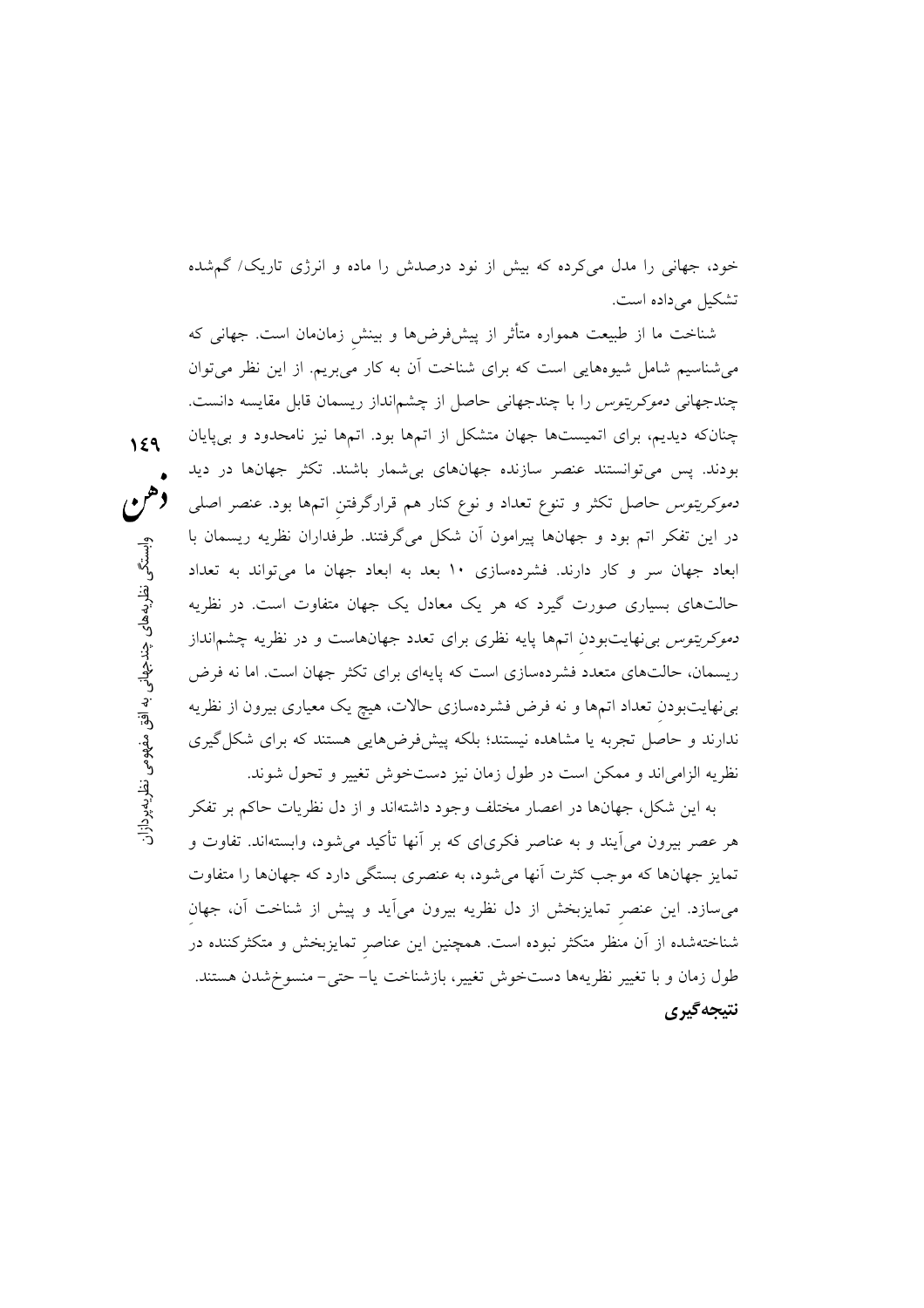خود، جهانی را مدل می‌کرده که بیش از نود درصدش را ماده و انرژی تاریک/ گم‌شده تشکیل می‌داده است.

شناخت ما از طبیعت همواره متأثر از پیش‌فرض‌ها و بینشِ زمان‌مان است. جهانی که می‌شناسیم شامل شیوه‌هایی است که برای شناخت آن به کار می‌بریم. از این نظر می‌توان چندجهانی *دموکریتوس* را با چندجهانی حاصل از چشم‌انداز ریسمان قابل مقایسه دانست. چنان‌که دیدیم، برای اتمیست‌ها جهان متشکل از اتم‌ها بود. اتم‌ها نیز نامحدود و بی‌پایان بودند. پس می‌توانستند عنصر سازنده جهان‌های بی‌شمار باشند. تکثر جهان‌ها در دید *دموکریتوس* حاصل تکثر و تنوع تعداد و نوع کنار هم قرارگرفتنِ اتم‌ها بود. عنصر اصلی در این تفکر اتم بود و جهان‌ها پیرامون آن شکل می‌گرفتند. طرفداران نظریه ریسمان با ابعاد جهان سر و کار دارند. فشرده‌سازی ۱۰ بعد به ابعاد جهان ما می‌تواند به تعداد حالت‌های بسیاری صورت گیرد که هر یک معادل یک جهان متفاوت است. در نظریه *دموکریتوس* بی‌نهایت‌بودنِ اتم‌ها پایه نظری برای تعدد جهان‌هاست و در نظریه چشم‌انداز ریسمان، حالت‌های متعدد فشرده‌سازی است که پایه‌ای برای تکثر جهان است. اما نه فرض بی‌نهایت‌بودنِ تعداد اتم‌ها و نه فرض فشرده‌سازی حالات، هیچ یک معیاری بیرون از نظریه ندارند و حاصل تجربه یا مشاهده نیستند؛ بلکه پیش‌فرض‌هایی هستند که برای شکل‌گیری نظریه الزامی‌اند و ممکن است در طول زمان نیز دست‌خوش تغییر و تحول شوند.

به این شکل، جهان‌ها در اعصار مختلف وجود داشته‌اند و از دل نظریات حاکم بر تفکر هر عصر بیرون می‌آیند و به عناصر فکری‌ای که بر آنها تأکید می‌شود، وابسته‌اند. تفاوت و تمایز جهان‌ها که موجب کثرت آنها می‌شود، به عنصری بستگی دارد که جهان‌ها را متفاوت می‌سازد. این عنصرِ تمایزبخش از دل نظریه بیرون می‌آید و پیش از شناخت آن، جهانِ شناخته‌شده از آن منظر متکثر نبوده است. همچنین این عناصرِ تمایزبخش و متکثرکننده در طول زمان و با تغییر نظریه‌ها دست‌خوش تغییر، بازشناخت یا- حتی- منسوخ‌شدن هستند.

## نتیجه‌گیری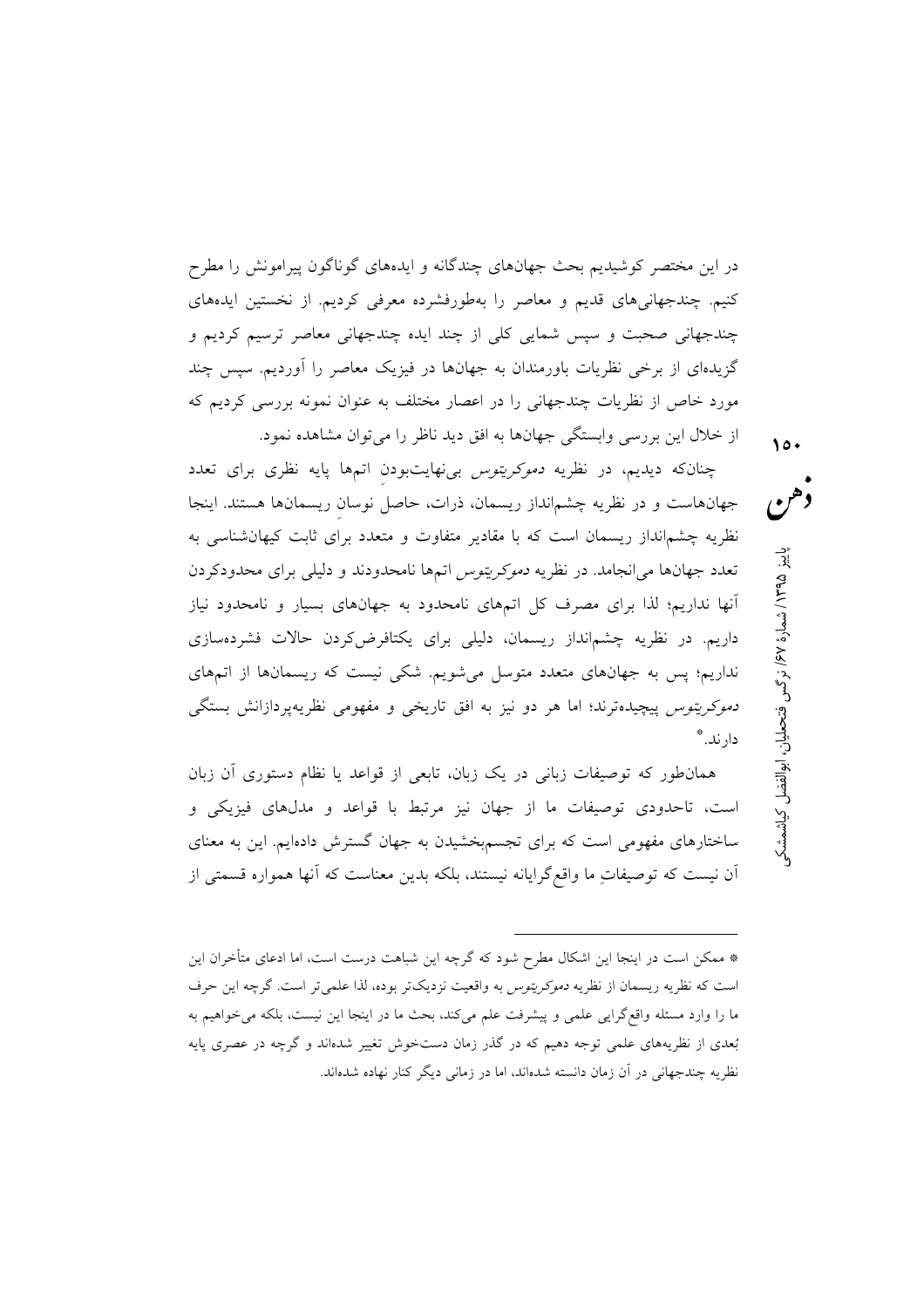در این مختصر کوشیدیم بحث جهان‌های چندگانه و ایده‌های گوناگون پیرامونش را مطرح کنیم. چندجهانی‌های قدیم و معاصر را به‌طورفشرده معرفی کردیم. از نخستین ایده‌های چندجهانی صحبت و سپس شمایی کلی از چند ایده چندجهانی معاصر ترسیم کردیم و گزیده‌ای از برخی نظریات باورمندان به جهان‌ها در فیزیک معاصر را آوردیم. سپس چند مورد خاص از نظریات چندجهانی را در اعصار مختلف به عنوان نمونه بررسی کردیم که از خلال این بررسی وابستگی جهان‌ها به افق دید ناظر را می‌توان مشاهده نمود.

چنان‌که دیدیم، در نظریه *دموکریتوس* بی‌نهایت‌بودنِ اتم‌ها پایه نظری برای تعدد جهان‌هاست و در نظریه چشم‌انداز ریسمان، ذرات، حاصلِ نوسانِ ریسمان‌ها هستند. اینجا نظریه چشم‌انداز ریسمان است که با مقادیر متفاوت و متعدد برای ثابت کیهان‌شناسی به تعدد جهان‌ها می‌انجامد. در نظریه *دموکریتوس* اتم‌ها نامحدودند و دلیلی برای محدودکردن آنها نداریم؛ لذا برای مصرف کل اتم‌های نامحدود به جهان‌های بسیار و نامحدود نیاز داریم. در نظریه چشم‌انداز ریسمان، دلیلی برای یکتافرض‌کردن حالات فشرده‌سازی نداریم؛ پس به جهان‌های متعدد متوسل می‌شویم. شکی نیست که ریسمان‌ها از اتم‌های *دموکریتوس* پیچیده‌ترند؛ اما هر دو نیز به افق تاریخی و مفهومی نظریه‌پردازانش بستگی دارند.*

همان‌طور که توصیفات زبانی در یک زبان، تابعی از قواعد یا نظام دستوری آن زبان است، تاحدودی توصیفات ما از جهان نیز مرتبط با قواعد و مدل‌های فیزیکی و ساختارهای مفهومی است که برای تجسم‌بخشیدن به جهان گسترش داده‌ایم. این به معنای آن نیست که توصیفاتِ ما واقع‌گرایانه نیستند، بلکه بدین معناست که آنها همواره قسمتی از

---

* ممکن است در اینجا این اشکال مطرح شود که گرچه این شباهت درست است، اما ادعای متأخران این است که نظریه ریسمان از نظریه *دموکریتوس* به واقعیت نزدیک‌تر بوده، لذا علمی‌تر است. گرچه این حرف ما را وارد مسئله واقع‌گرایی علمی و پیشرفت علم می‌کند، بحث ما در اینجا این نیست، بلکه می‌خواهیم به بُعدی از نظریه‌های علمی توجه دهیم که در گذر زمان دست‌خوش تغییر شده‌اند و گرچه در عصری پایه نظریه چندجهانی در آن زمان دانسته شده‌اند، اما در زمانی دیگر کنار نهاده شده‌اند.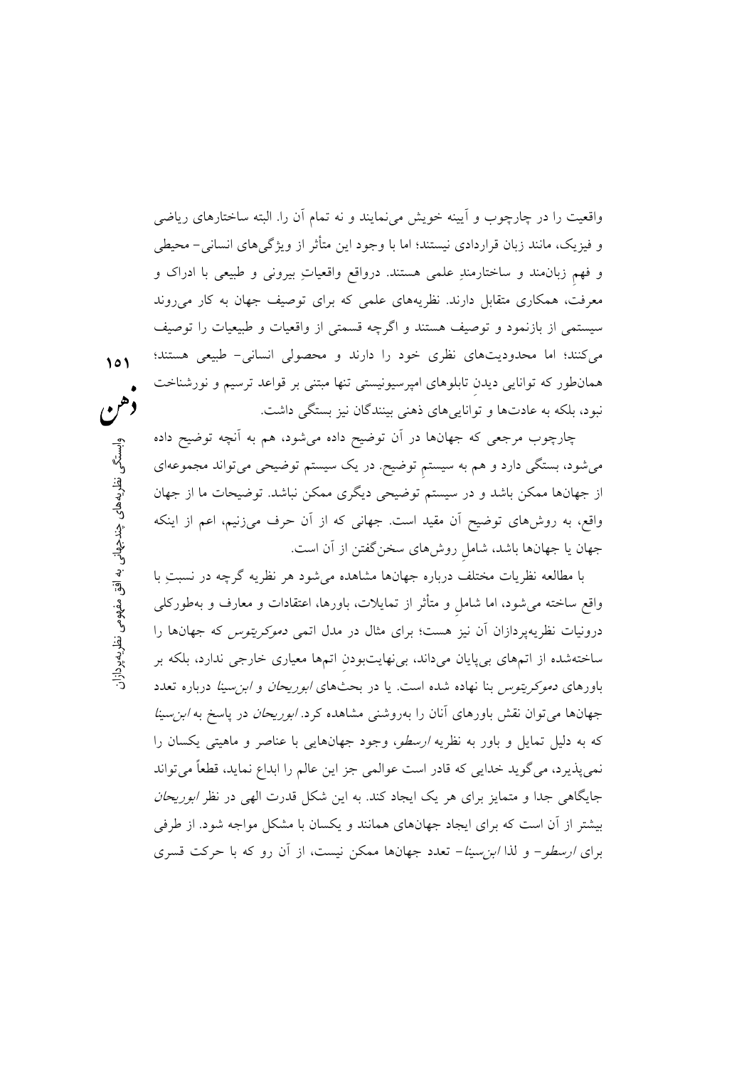واقعیت را در چارچوب و آیینه خویش می‌نمایند و نه تمام آن را. البته ساختارهای ریاضی و فیزیک، مانند زبان قراردادی نیستند؛ اما با وجود این متأثر از ویژگی‌های انسانی- محیطی و فهمِ زبان‌مند و ساختارمندِ علمی هستند. درواقع واقعیاتِ بیرونی و طبیعی با ادراک و معرفت، همکاری متقابل دارند. نظریه‌های علمی که برای توصیف جهان به کار می‌روند سیستمی از بازنمود و توصیف هستند و اگرچه قسمتی از واقعیات و طبیعیات را توصیف می‌کنند؛ اما محدودیت‌های نظری خود را دارند و محصولی انسانی- طبیعی هستند؛ همان‌طور که توانایی دیدنِ تابلوهای امپرسیونیستی تنها مبتنی بر قواعد ترسیم و نورشناخت نبود، بلکه به عادت‌ها و توانایی‌های ذهنی بینندگان نیز بستگی داشت.

چارچوب مرجعی که جهان‌ها در آن توضیح داده می‌شود، هم به آنچه توضیح داده می‌شود، بستگی دارد و هم به سیستمِ توضیح. در یک سیستم توضیحی می‌تواند مجموعه‌ای از جهان‌ها ممکن باشد و در سیستم توضیحی دیگری ممکن نباشد. توضیحات ما از جهان واقع، به روش‌های توضیح آن مقید است. جهانی که از آن حرف می‌زنیم، اعم از اینکه جهان یا جهان‌ها باشد، شاملِ روش‌های سخن‌گفتن از آن است.

با مطالعه نظریات مختلف درباره جهان‌ها مشاهده می‌شود هر نظریه گرچه در نسبتِ با واقع ساخته می‌شود، اما شاملِ و متأثر از تمایلات، باورها، اعتقادات و معارف و به‌طورکلی درونیات نظریه‌پردازان آن نیز هست؛ برای مثال در مدل اتمی *دموکریتوس* که جهان‌ها را ساخته‌شده از اتم‌های بی‌پایان می‌داند، بی‌نهایت‌بودنِ اتم‌ها معیاری خارجی ندارد، بلکه بر باورهای *دموکریتوس* بنا نهاده شده است. یا در بحث‌های *ابوریحان* و *ابن‌سینا* درباره تعدد جهان‌ها می‌توان نقش باورهای آنان را به‌روشنی مشاهده کرد. *ابوریحان* در پاسخ به *ابن‌سینا* که به دلیل تمایل و باور به نظریه *ارسطو*، وجود جهان‌هایی با عناصر و ماهیتی یکسان را نمی‌پذیرد، می‌گوید خدایی که قادر است عوالمی جز این عالم را ابداع نماید، قطعاً می‌تواند جایگاهی جدا و متمایز برای هر یک ایجاد کند. به این شکل قدرت الهی در نظر *ابوریحان* بیشتر از آن است که برای ایجاد جهان‌های همانند و یکسان با مشکل مواجه شود. از طرفی برای *ارسطو*- و لذا *ابن‌سینا*- تعدد جهان‌ها ممکن نیست، از آن رو که با حرکت قسری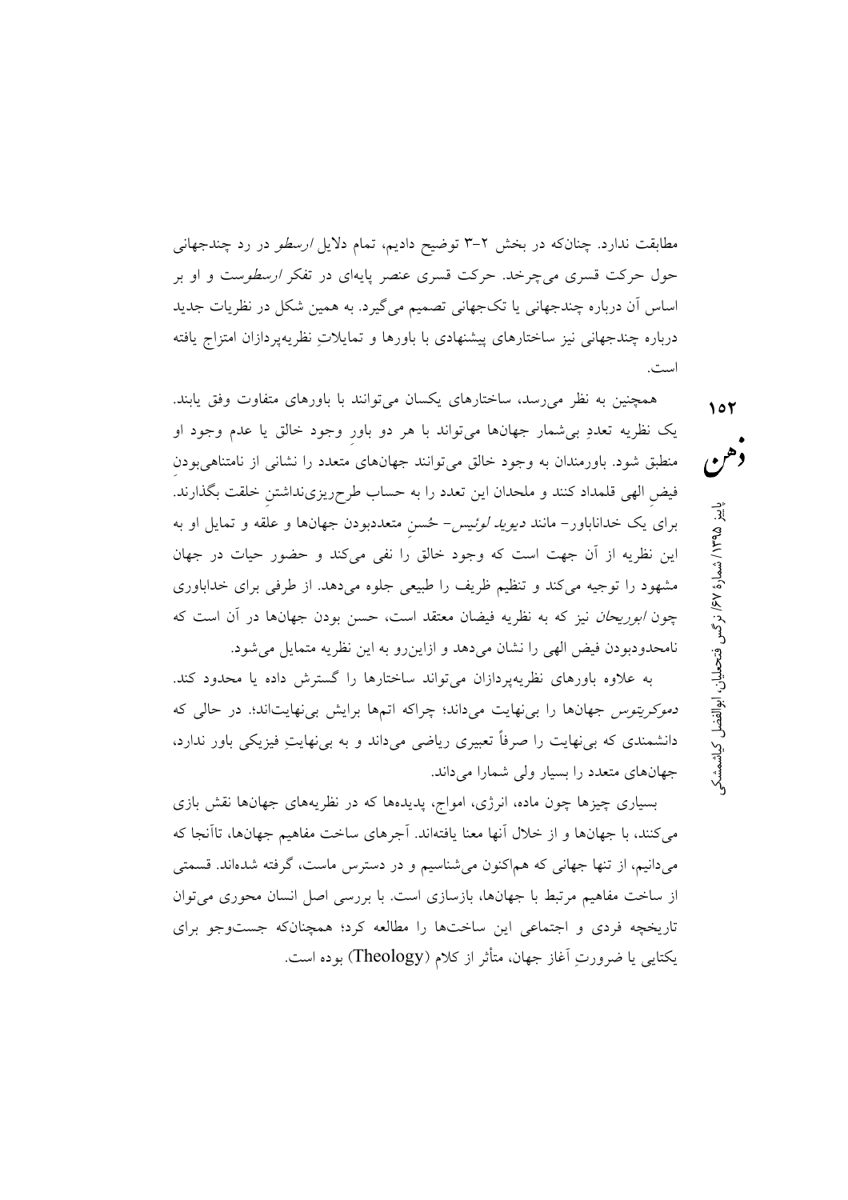مطابقت ندارد. چنانکه در بخش ۲-۳ توضیح دادیم، تمام دلایل *ارسطو* در رد چندجهانی حول حرکت قسری می‌چرخد. حرکت قسری عنصر پایه‌ای در تفکر *ارسطوست* و او بر اساس آن درباره چندجهانی یا تک‌جهانی تصمیم می‌گیرد. به همین شکل در نظریات جدید درباره چندجهانی نیز ساختارهای پیشنهادی با باورها و تمایلاتِ نظریه‌پردازان امتزاج یافته است.

همچنین به نظر می‌رسد، ساختارهای یکسان می‌توانند با باورهای متفاوت وفق یابند. یک نظریه تعددِ بی‌شمار جهان‌ها می‌تواند با هر دو باورِ وجود خالق یا عدم وجود او منطبق شود. باورمندان به وجود خالق می‌توانند جهان‌های متعدد را نشانی از نامتناهی‌بودنِ فیضِ الهی قلمداد کنند و ملحدان این تعدد را به حساب طرح‌ریزی‌نداشتنِ خلقت بگذارند. برای یک خداناباور- مانند *دیوید لوئیس*- حُسنِ متعددبودن جهان‌ها و علقه و تمایل او به این نظریه از آن جهت است که وجود خالق را نفی می‌کند و حضور حیات در جهان مشهود را توجیه می‌کند و تنظیم ظریف را طبیعی جلوه می‌دهد. از طرفی برای خداباوری چون *ابوریحان* نیز که به نظریه فیضان معتقد است، حسن بودن جهان‌ها در آن است که نامحدودبودن فیض الهی را نشان می‌دهد و ازاین‌رو به این نظریه متمایل می‌شود.

به علاوه باورهای نظریه‌پردازان می‌تواند ساختارها را گسترش داده یا محدود کند. *دموکریتوس* جهان‌ها را بی‌نهایت می‌داند؛ چراکه اتم‌ها برایش بی‌نهایت‌اند؛ در حالی که دانشمندی که بی‌نهایت را صرفاً تعبیری ریاضی می‌داند و به بی‌نهایتِ فیزیکی باور ندارد، جهان‌های متعدد را بسیار ولی شمارا می‌داند.

بسیاری چیزها چون ماده، انرژی، امواج، پدیده‌ها که در نظریه‌های جهان‌ها نقش بازی می‌کنند، با جهان‌ها و از خلال آنها معنا یافته‌اند. آجرهای ساخت مفاهیم جهان‌ها، تاآنجا که می‌دانیم، از تنها جهانی که هم‌اکنون می‌شناسیم و در دسترس ماست، گرفته شده‌اند. قسمتی از ساخت مفاهیم مرتبط با جهان‌ها، بازسازی است. با بررسی اصل انسان محوری می‌توان تاریخچه فردی و اجتماعی این ساخت‌ها را مطالعه کرد؛ همچنانکه جست‌وجو برای یکتایی یا ضرورتِ آغاز جهان، متأثر از کلام (Theology) بوده است.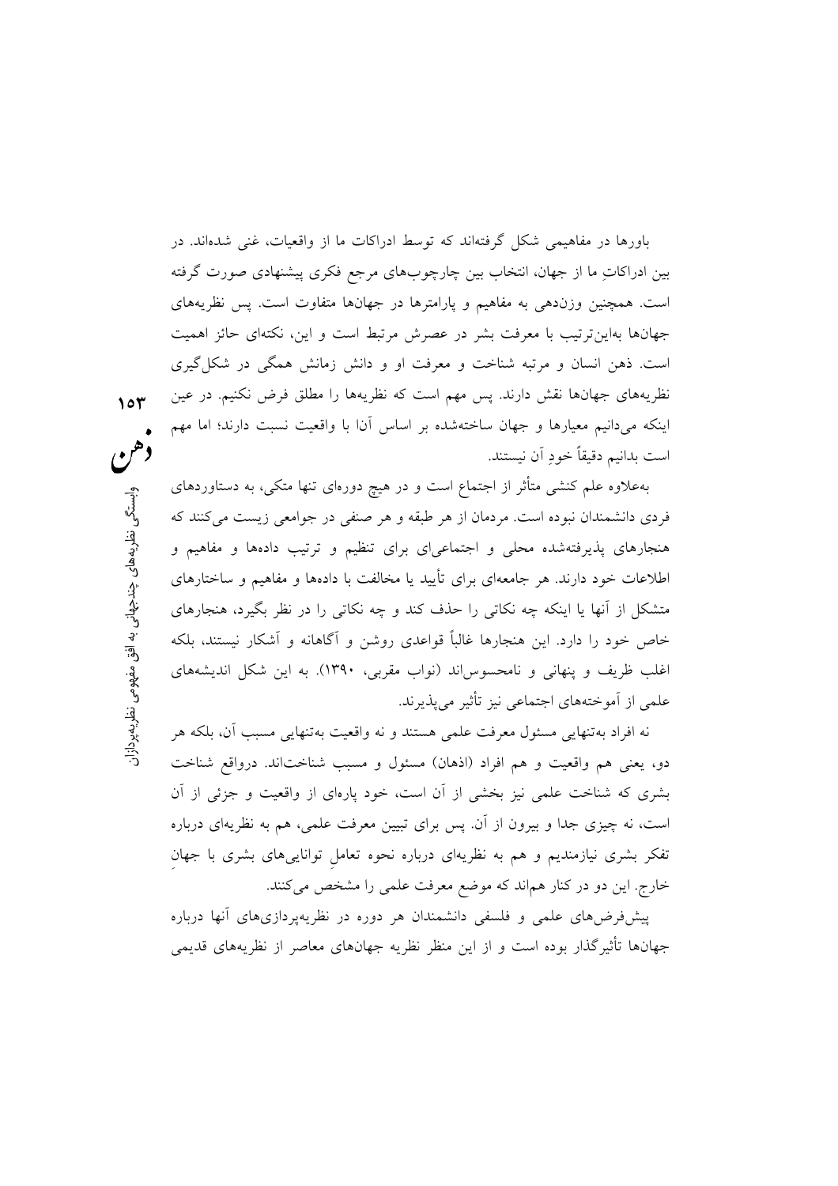باورها در مفاهیمی شکل گرفته‌اند که توسط ادراکات ما از واقعیات، غنی شده‌اند. در بین ادراکاتِ ما از جهان، انتخاب بین چارچوب‌های مرجع فکری پیشنهادی صورت گرفته است. همچنین وزن‌دهی به مفاهیم و پارامترها در جهان‌ها متفاوت است. پس نظریه‌های جهان‌ها به‌این‌ترتیب با معرفت بشر در عصرش مرتبط است و این، نکته‌ای حائز اهمیت است. ذهن انسان و مرتبه شناخت و معرفت او و دانش زمانش همگی در شکل‌گیری نظریه‌های جهان‌ها نقش دارند. پس مهم است که نظریه‌ها را مطلق فرض نکنیم. در عین اینکه می‌دانیم معیارها و جهان ساخته‌شده بر اساس آنا با واقعیت نسبت دارند؛ اما مهم است بدانیم دقیقاً خودِ آن نیستند.

به‌علاوه علم کنشی متأثر از اجتماع است و در هیچ دوره‌ای تنها متکی، به دستاوردهای فردی دانشمندان نبوده است. مردمان از هر طبقه و هر صنفی در جوامعی زیست می‌کنند که هنجارهای پذیرفته‌شده محلی و اجتماعی‌ای برای تنظیم و ترتیب داده‌ها و مفاهیم و اطلاعات خود دارند. هر جامعه‌ای برای تأیید یا مخالفت با داده‌ها و مفاهیم و ساختارهای متشکل از آنها یا اینکه چه نکاتی را حذف کند و چه نکاتی را در نظر بگیرد، هنجارهای خاص خود را دارد. این هنجارها غالباً قواعدی روشن و آگاهانه و آشکار نیستند، بلکه اغلب ظریف و پنهانی و نامحسوس‌اند (نواب مقربی، ۱۳۹۰). به این شکل اندیشه‌های علمی از آموخته‌های اجتماعی نیز تأثیر می‌پذیرند.

نه افراد به‌تنهایی مسئول معرفت علمی هستند و نه واقعیت به‌تنهایی مسبب آن، بلکه هر دو، یعنی هم واقعیت و هم افراد (اذهان) مسئول و مسبب شناخت‌اند. درواقع شناخت بشری که شناخت علمی نیز بخشی از آن است، خود پاره‌ای از واقعیت و جزئی از آن است، نه چیزی جدا و بیرون از آن. پس برای تبیین معرفت علمی، هم به نظریه‌ای درباره تفکر بشری نیازمندیم و هم به نظریه‌ای درباره نحوه تعاملِ توانایی‌های بشری با جهانِ خارج. این دو در کنار هم‌اند که موضع معرفت علمی را مشخص می‌کنند.

پیش‌فرض‌های علمی و فلسفی دانشمندان هر دوره در نظریه‌پردازی‌های آنها درباره جهان‌ها تأثیرگذار بوده است و از این منظر نظریه جهان‌های معاصر از نظریه‌های قدیمی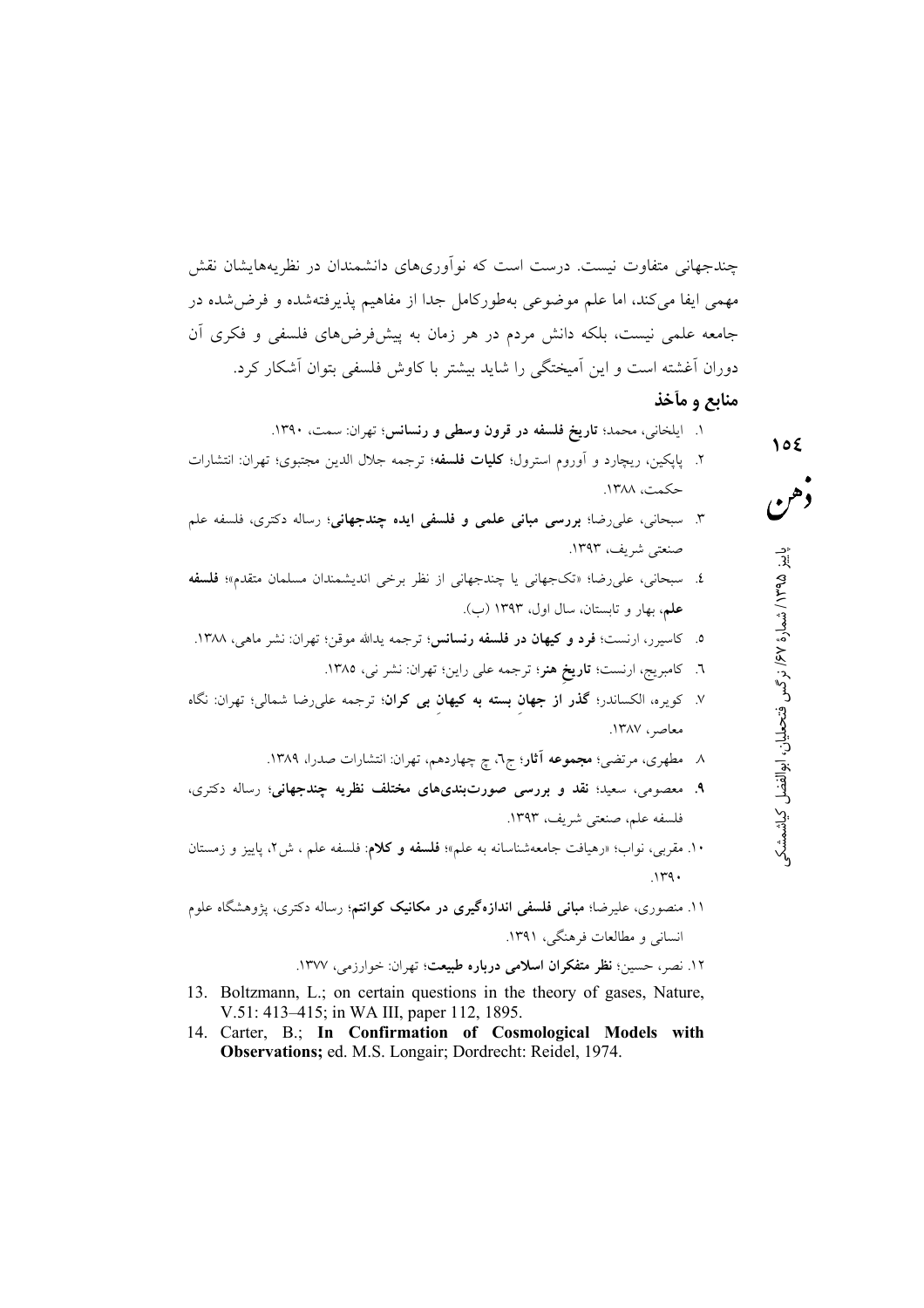چندجهانی متفاوت نیست. درست است که نوآوری‌های دانشمندان در نظریه‌هایشان نقش مهمی ایفا می‌کند، اما علم موضوعی به‌طورکامل جدا از مفاهیم پذیرفته‌شده و فرض‌شده در جامعه علمی نیست، بلکه دانش مردم در هر زمان به پیش‌فرض‌های فلسفی و فکری آن دوران آغشته است و این آمیختگی را شاید بیشتر با کاوش فلسفی بتوان آشکار کرد.

## منابع و مآخذ

۱. ایلخانی، محمد؛ **تاریخ فلسفه در قرون وسطی و رنسانس**؛ تهران: سمت، ۱۳۹۰.

۲. پاپکین، ریچارد و آوروم استرول؛ **کلیات فلسفه**؛ ترجمه جلال الدین مجتبوی؛ تهران: انتشارات حکمت، ۱۳۸۸.

۳. سبحانی، علی‌رضا؛ **بررسی مبانی علمی و فلسفی ایده چندجهانی**؛ رساله دکتری، فلسفه علم صنعتی شریف، ۱۳۹۳.

٤. سبحانی، علی‌رضا؛ «تک‌جهانی یا چندجهانی از نظر برخی اندیشمندان مسلمان متقدم»؛ **فلسفه علم**، بهار و تابستان، سال اول، ۱۳۹۳ (ب).

٥. کاسیرر، ارنست؛ **فرد و کیهان در فلسفه رنسانس**؛ ترجمه یدالله موقن؛ تهران: نشر ماهی، ۱۳۸۸.

٦. کامبریچ، ارنست؛ **تاریخ هنر**؛ ترجمه علی راین؛ تهران: نشر نی، ۱۳۸۵.

۷. کویره، الکساندر؛ **گذر از جهانِ بسته به کیهانِ بی کران**؛ ترجمه علی‌رضا شمالی؛ تهران: نگاه معاصر، ۱۳۸۷.

۸. مطهری، مرتضی؛ **مجموعه آثار**؛ ج٦، چ چهاردهم، تهران: انتشارات صدرا، ۱۳۸۹.

**۹.** معصومی، سعید؛ **نقد و بررسی صورت‌بندی‌های مختلف نظریه چندجهانی**؛ رساله دکتری، فلسفه علم، صنعتی شریف، ۱۳۹۳.

۱۰. مقربی، نواب؛ «رهیافت جامعه‌شناسانه به علم»؛ **فلسفه و کلام**: فلسفه علم ، ش۲، پاییز و زمستان ۱۳۹۰.

۱۱. منصوری، علیرضا؛ **مبانی فلسفی اندازه‌گیری در مکانیک کوانتم**؛ رساله دکتری، پژوهشگاه علوم انسانی و مطالعات فرهنگی، ۱۳۹۱.

۱۲. نصر، حسین؛ **نظر متفکران اسلامی درباره طبیعت**؛ تهران: خوارزمی، ۱۳۷۷.

13. Boltzmann, L.; on certain questions in the theory of gases, Nature, V.51: 413–415; in WA III, paper 112, 1895.

14. Carter, B.; **In Confirmation of Cosmological Models with Observations;** ed. M.S. Longair; Dordrecht: Reidel, 1974.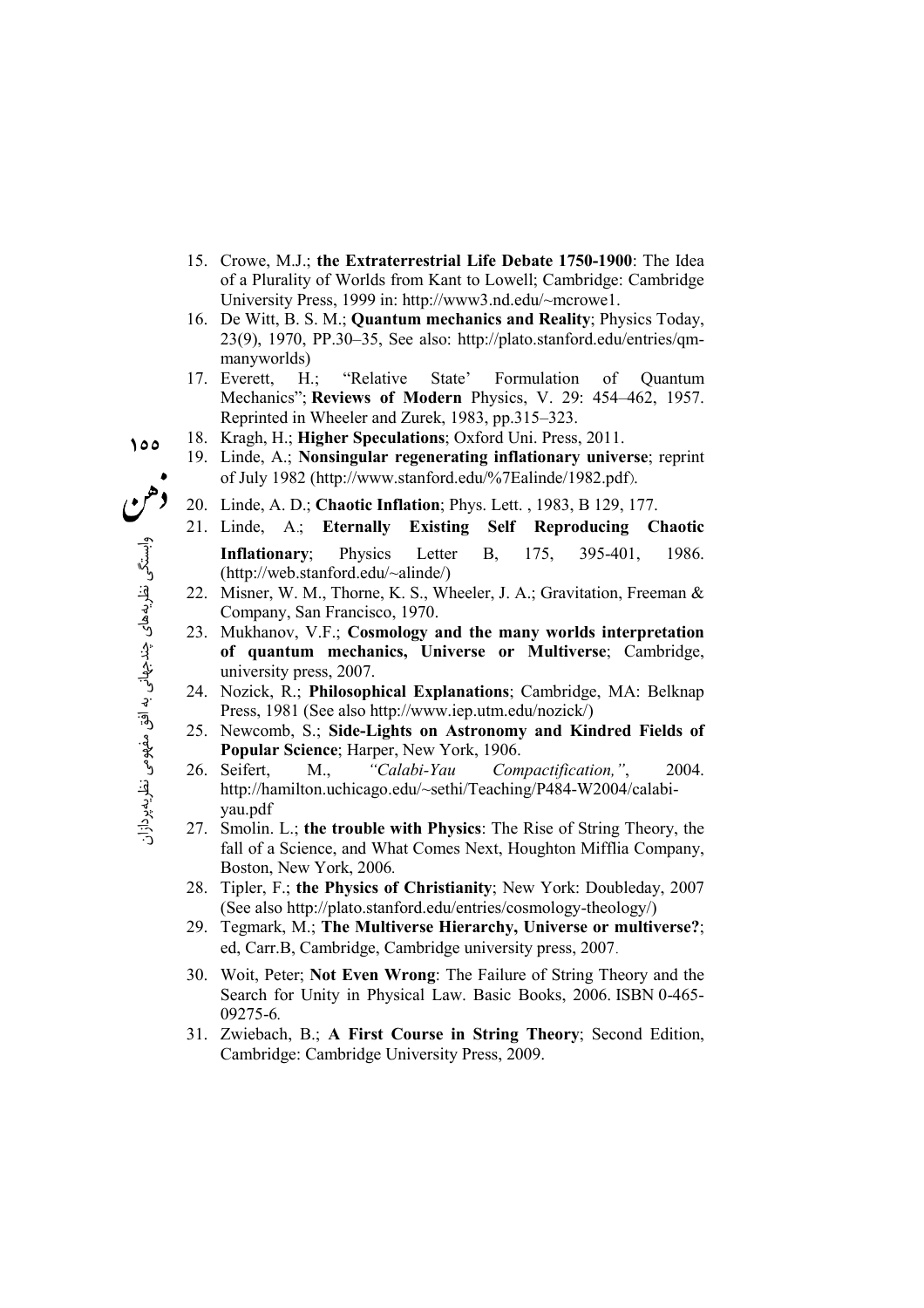15. Crowe, M.J.; **the Extraterrestrial Life Debate 1750-1900**: The Idea of a Plurality of Worlds from Kant to Lowell; Cambridge: Cambridge University Press, 1999 in: http://www3.nd.edu/~mcrowe1.
16. De Witt, B. S. M.; **Quantum mechanics and Reality**; Physics Today, 23(9), 1970, PP.30–35, See also: http://plato.stanford.edu/entries/qm-manyworlds)
17. Everett, H.; "Relative State' Formulation of Quantum Mechanics"; **Reviews of Modern** Physics, V. 29: 454–462, 1957. Reprinted in Wheeler and Zurek, 1983, pp.315–323.
18. Kragh, H.; **Higher Speculations**; Oxford Uni. Press, 2011.
19. Linde, A.; **Nonsingular regenerating inflationary universe**; reprint of July 1982 (http://www.stanford.edu/%7Ealinde/1982.pdf).
20. Linde, A. D.; **Chaotic Inflation**; Phys. Lett. , 1983, B 129, 177.
21. Linde, A.; **Eternally Existing Self Reproducing Chaotic Inflationary**; Physics Letter B, 175, 395-401, 1986. (http://web.stanford.edu/~alinde/)
22. Misner, W. M., Thorne, K. S., Wheeler, J. A.; Gravitation, Freeman & Company, San Francisco, 1970.
23. Mukhanov, V.F.; **Cosmology and the many worlds interpretation of quantum mechanics, Universe or Multiverse**; Cambridge, university press, 2007.
24. Nozick, R.; **Philosophical Explanations**; Cambridge, MA: Belknap Press, 1981 (See also http://www.iep.utm.edu/nozick/)
25. Newcomb, S.; **Side-Lights on Astronomy and Kindred Fields of Popular Science**; Harper, New York, 1906.
26. Seifert, M., *"Calabi-Yau Compactification,"*, 2004. http://hamilton.uchicago.edu/~sethi/Teaching/P484-W2004/calabi-yau.pdf
27. Smolin. L.; **the trouble with Physics**: The Rise of String Theory, the fall of a Science, and What Comes Next, Houghton Mifflia Company, Boston, New York, 2006.
28. Tipler, F.; **the Physics of Christianity**; New York: Doubleday, 2007 (See also http://plato.stanford.edu/entries/cosmology-theology/)
29. Tegmark, M.; **The Multiverse Hierarchy, Universe or multiverse?**; ed, Carr.B, Cambridge, Cambridge university press, 2007.
30. Woit, Peter; **Not Even Wrong**: The Failure of String Theory and the Search for Unity in Physical Law. Basic Books, 2006. ISBN 0-465-09275-6.
31. Zwiebach, B.; **A First Course in String Theory**; Second Edition, Cambridge: Cambridge University Press, 2009.